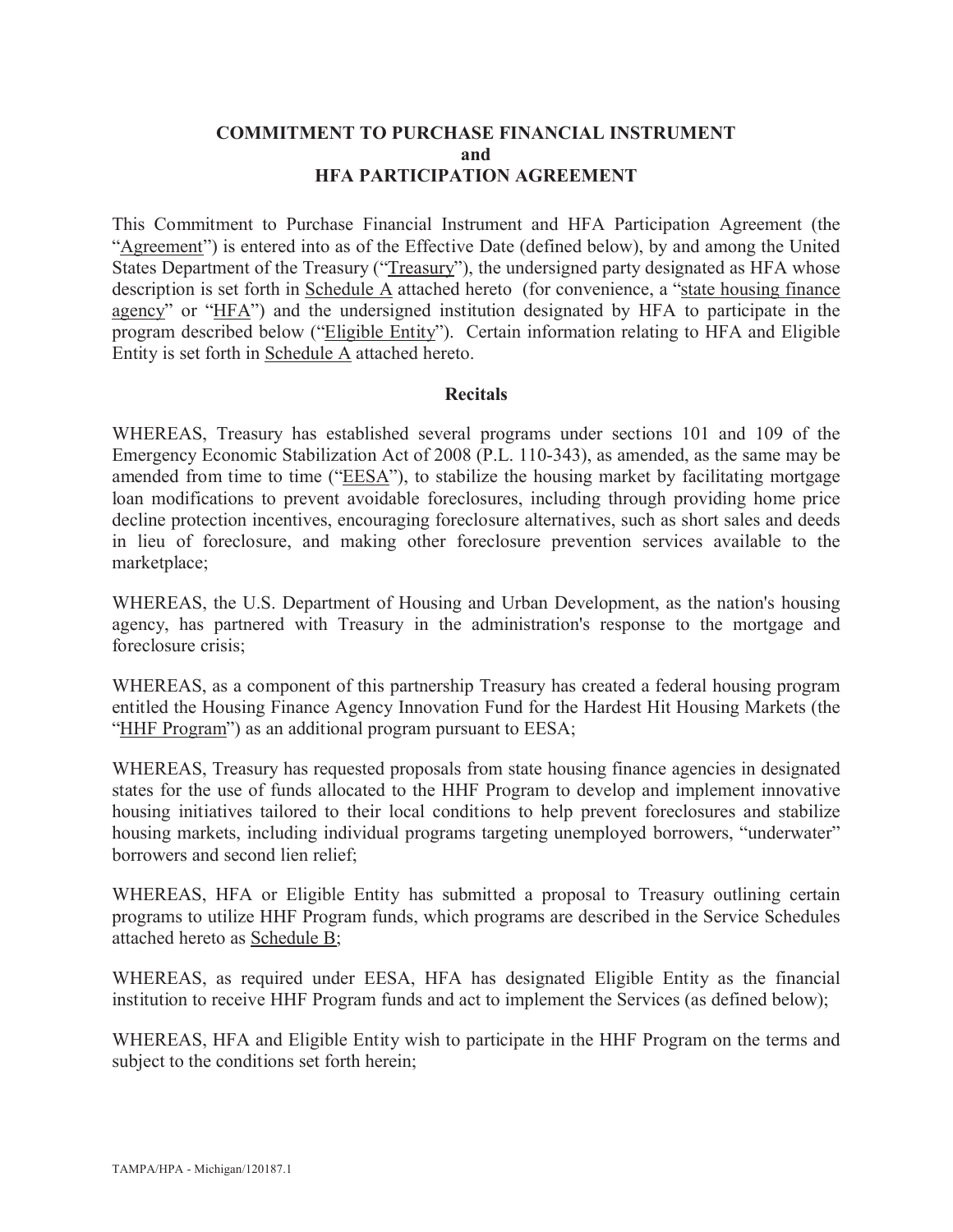# COMMITMENT TO PURCHASE FINANCIAL INSTRUMENT and HFA PARTICIPATION AGREEMENT

This Commitment to Purchase Financial Instrument and HFA Participation Agreement (the "Agreement") is entered into as of the Effective Date (defined below), by and among the United States Department of the Treasury ("Treasury"), the undersigned party designated as HFA whose description is set forth in Schedule A attached hereto (for convenience, a "state housing finance agency" or "HFA") and the undersigned institution designated by HFA to participate in the program described below ("Eligible Entity"). Certain information relating to HFA and Eligible Entity is set forth in Schedule A attached hereto.

## Recitals

WHEREAS, Treasury has established several programs under sections 101 and 109 of the Emergency Economic Stabilization Act of 2008 (P.L. 110-343), as amended, as the same may be amended from time to time ("EESA"), to stabilize the housing market by facilitating mortgage loan modifications to prevent avoidable foreclosures, including through providing home price decline protection incentives, encouraging foreclosure alternatives, such as short sales and deeds in lieu of foreclosure, and making other foreclosure prevention services available to the marketplace;

WHEREAS, the U.S. Department of Housing and Urban Development, as the nation's housing agency, has partnered with Treasury in the administration's response to the mortgage and foreclosure crisis;

WHEREAS, as a component of this partnership Treasury has created a federal housing program entitled the Housing Finance Agency Innovation Fund for the Hardest Hit Housing Markets (the "HHF Program") as an additional program pursuant to EESA;

WHEREAS, Treasury has requested proposals from state housing finance agencies in designated states for the use of funds allocated to the HHF Program to develop and implement innovative housing initiatives tailored to their local conditions to help prevent foreclosures and stabilize housing markets, including individual programs targeting unemployed borrowers, "underwater" borrowers and second lien relief;

WHEREAS, HFA or Eligible Entity has submitted a proposal to Treasury outlining certain programs to utilize HHF Program funds, which programs are described in the Service Schedules attached hereto as Schedule B;

WHEREAS, as required under EESA, HFA has designated Eligible Entity as the financial institution to receive HHF Program funds and act to implement the Services (as defined below);

WHEREAS, HFA and Eligible Entity wish to participate in the HHF Program on the terms and subject to the conditions set forth herein;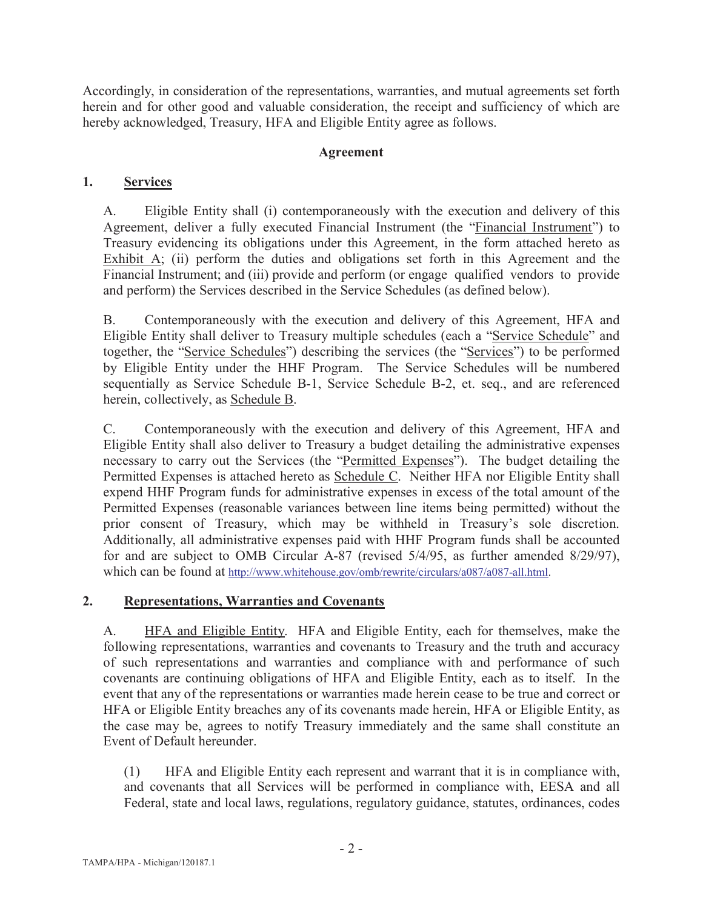Accordingly, in consideration of the representations, warranties, and mutual agreements set forth herein and for other good and valuable consideration, the receipt and sufficiency of which are hereby acknowledged, Treasury, HFA and Eligible Entity agree as follows.

**Agreement**

## 1. Services

A. Eligible Entity shall (i) contemporaneously with the execution and delivery of this Agreement, deliver a fully executed Financial Instrument (the "Financial Instrument") to Treasury evidencing its obligations under this Agreement, in the form attached hereto as Exhibit A; (ii) perform the duties and obligations set forth in this Agreement and the Financial Instrument; and (iii) provide and perform (or engage qualified vendors to provide and perform) the Services described in the Service Schedules (as defined below).

B. Contemporaneously with the execution and delivery of this Agreement, HFA and Eligible Entity shall deliver to Treasury multiple schedules (each a "Service Schedule" and together, the "Service Schedules") describing the services (the "Services") to be performed by Eligible Entity under the HHF Program. The Service Schedules will be numbered sequentially as Service Schedule B-1, Service Schedule B-2, et. seq., and are referenced herein, collectively, as Schedule B.

C. Contemporaneously with the execution and delivery of this Agreement, HFA and Eligible Entity shall also deliver to Treasury a budget detailing the administrative expenses necessary to carry out the Services (the "Permitted Expenses"). The budget detailing the Permitted Expenses is attached hereto as Schedule C. Neither HFA nor Eligible Entity shall expend HHF Program funds for administrative expenses in excess of the total amount of the Permitted Expenses (reasonable variances between line items being permitted) without the prior consent of Treasury, which may be withheld in Treasury's sole discretion. Additionally, all administrative expenses paid with HHF Program funds shall be accounted for and are subject to OMB Circular A-87 (revised 5/4/95, as further amended 8/29/97), which can be found at http://www.whitehouse.gov/omb/rewrite/circulars/a087/a087-all.html.

## 2. Representations, Warranties and Covenants

A. HFA and Eligible Entity. HFA and Eligible Entity, each for themselves, make the following representations, warranties and covenants to Treasury and the truth and accuracy of such representations and warranties and compliance with and performance of such covenants are continuing obligations of HFA and Eligible Entity, each as to itself. In the event that any of the representations or warranties made herein cease to be true and correct or HFA or Eligible Entity breaches any of its covenants made herein, HFA or Eligible Entity, as the case may be, agrees to notify Treasury immediately and the same shall constitute an Event of Default hereunder.

(1) HFA and Eligible Entity each represent and warrant that it is in compliance with, and covenants that all Services will be performed in compliance with, EESA and all Federal, state and local laws, regulations, regulatory guidance, statutes, ordinances, codes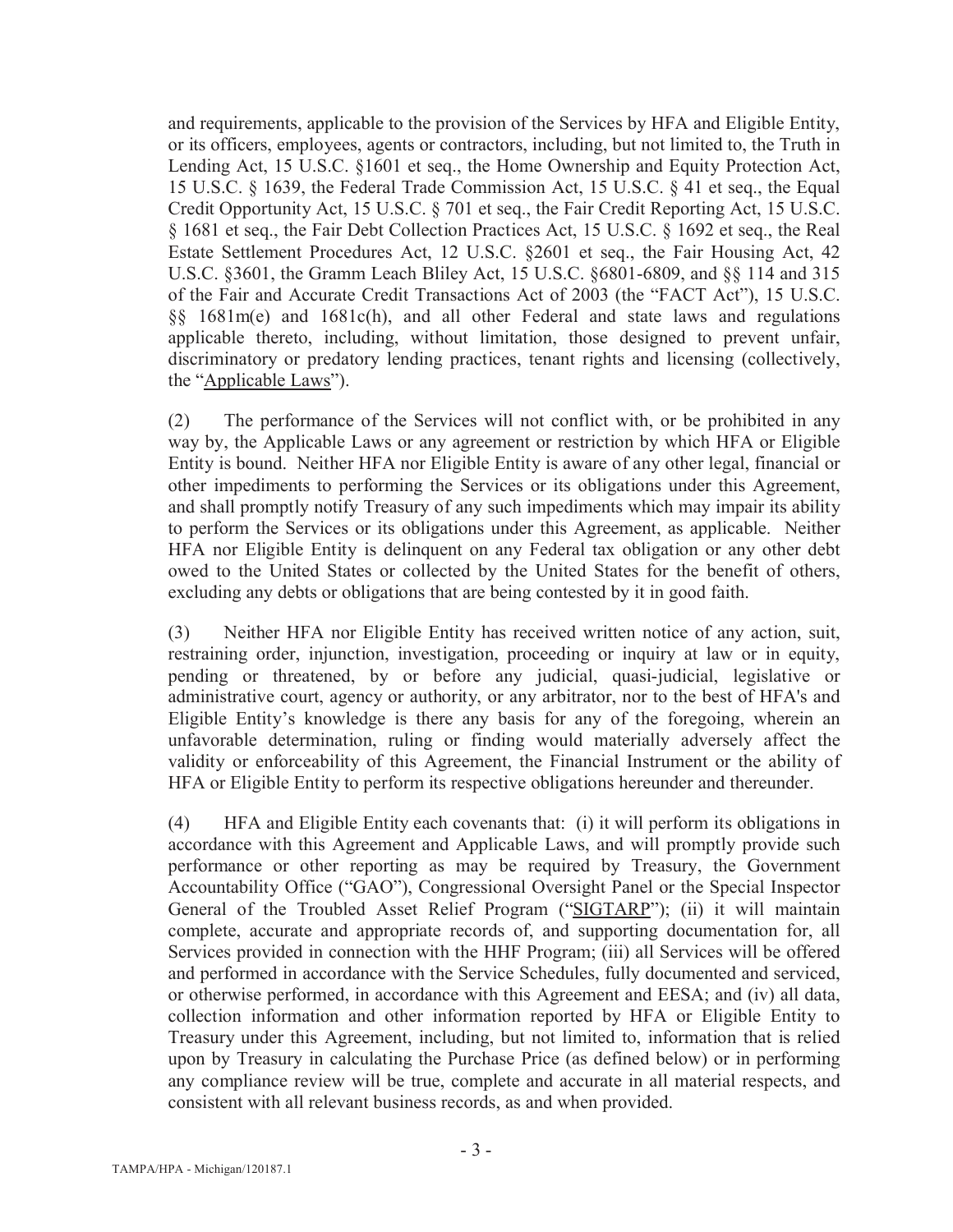and requirements, applicable to the provision of the Services by HFA and Eligible Entity, or its officers, employees, agents or contractors, including, but not limited to, the Truth in Lending Act, 15 U.S.C. §1601 et seq., the Home Ownership and Equity Protection Act, 15 U.S.C. § 1639, the Federal Trade Commission Act, 15 U.S.C. § 41 et seq., the Equal Credit Opportunity Act, 15 U.S.C. § 701 et seq., the Fair Credit Reporting Act, 15 U.S.C. § 1681 et seq., the Fair Debt Collection Practices Act, 15 U.S.C. § 1692 et seq., the Real Estate Settlement Procedures Act, 12 U.S.C. §2601 et seq., the Fair Housing Act, 42 U.S.C. §3601, the Gramm Leach Bliley Act, 15 U.S.C. §6801-6809, and §§ 114 and 315 of the Fair and Accurate Credit Transactions Act of 2003 (the "FACT Act"), 15 U.S.C. §§ 1681m(e) and 1681c(h), and all other Federal and state laws and regulations applicable thereto, including, without limitation, those designed to prevent unfair, discriminatory or predatory lending practices, tenant rights and licensing (collectively, the "Applicable Laws").

(2) The performance of the Services will not conflict with, or be prohibited in any way by, the Applicable Laws or any agreement or restriction by which HFA or Eligible Entity is bound. Neither HFA nor Eligible Entity is aware of any other legal, financial or other impediments to performing the Services or its obligations under this Agreement, and shall promptly notify Treasury of any such impediments which may impair its ability to perform the Services or its obligations under this Agreement, as applicable. Neither HFA nor Eligible Entity is delinquent on any Federal tax obligation or any other debt owed to the United States or collected by the United States for the benefit of others, excluding any debts or obligations that are being contested by it in good faith.

(3) Neither HFA nor Eligible Entity has received written notice of any action, suit, restraining order, injunction, investigation, proceeding or inquiry at law or in equity, pending or threatened, by or before any judicial, quasi-judicial, legislative or administrative court, agency or authority, or any arbitrator, nor to the best of HFA's and Eligible Entity's knowledge is there any basis for any of the foregoing, wherein an unfavorable determination, ruling or finding would materially adversely affect the validity or enforceability of this Agreement, the Financial Instrument or the ability of HFA or Eligible Entity to perform its respective obligations hereunder and thereunder.

(4) HFA and Eligible Entity each covenants that: (i) it will perform its obligations in accordance with this Agreement and Applicable Laws, and will promptly provide such performance or other reporting as may be required by Treasury, the Government Accountability Office ("GAO"), Congressional Oversight Panel or the Special Inspector General of the Troubled Asset Relief Program ("SIGTARP"); (ii) it will maintain complete, accurate and appropriate records of, and supporting documentation for, all Services provided in connection with the HHF Program; (iii) all Services will be offered and performed in accordance with the Service Schedules, fully documented and serviced, or otherwise performed, in accordance with this Agreement and EESA; and (iv) all data, collection information and other information reported by HFA or Eligible Entity to Treasury under this Agreement, including, but not limited to, information that is relied upon by Treasury in calculating the Purchase Price (as defined below) or in performing any compliance review will be true, complete and accurate in all material respects, and consistent with all relevant business records, as and when provided.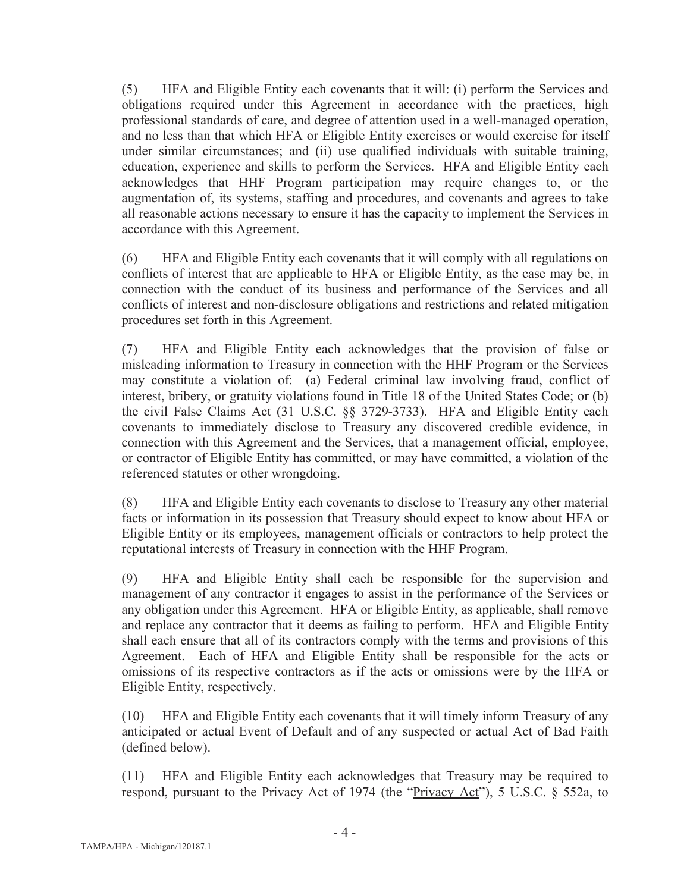(5) HFA and Eligible Entity each covenants that it will: (i) perform the Services and obligations required under this Agreement in accordance with the practices, high professional standards of care, and degree of attention used in a well-managed operation, and no less than that which HFA or Eligible Entity exercises or would exercise for itself under similar circumstances; and (ii) use qualified individuals with suitable training, education, experience and skills to perform the Services. HFA and Eligible Entity each acknowledges that HHF Program participation may require changes to, or the augmentation of, its systems, staffing and procedures, and covenants and agrees to take all reasonable actions necessary to ensure it has the capacity to implement the Services in accordance with this Agreement.

(6) HFA and Eligible Entity each covenants that it will comply with all regulations on conflicts of interest that are applicable to HFA or Eligible Entity, as the case may be, in connection with the conduct of its business and performance of the Services and all conflicts of interest and non-disclosure obligations and restrictions and related mitigation procedures set forth in this Agreement.

(7) HFA and Eligible Entity each acknowledges that the provision of false or misleading information to Treasury in connection with the HHF Program or the Services may constitute a violation of: (a) Federal criminal law involving fraud, conflict of interest, bribery, or gratuity violations found in Title 18 of the United States Code; or (b) the civil False Claims Act (31 U.S.C. §§ 3729-3733). HFA and Eligible Entity each covenants to immediately disclose to Treasury any discovered credible evidence, in connection with this Agreement and the Services, that a management official, employee, or contractor of Eligible Entity has committed, or may have committed, a violation of the referenced statutes or other wrongdoing.

(8) HFA and Eligible Entity each covenants to disclose to Treasury any other material facts or information in its possession that Treasury should expect to know about HFA or Eligible Entity or its employees, management officials or contractors to help protect the reputational interests of Treasury in connection with the HHF Program.

(9) HFA and Eligible Entity shall each be responsible for the supervision and management of any contractor it engages to assist in the performance of the Services or any obligation under this Agreement. HFA or Eligible Entity, as applicable, shall remove and replace any contractor that it deems as failing to perform. HFA and Eligible Entity shall each ensure that all of its contractors comply with the terms and provisions of this Agreement. Each of HFA and Eligible Entity shall be responsible for the acts or omissions of its respective contractors as if the acts or omissions were by the HFA or Eligible Entity, respectively.

(10) HFA and Eligible Entity each covenants that it will timely inform Treasury of any anticipated or actual Event of Default and of any suspected or actual Act of Bad Faith (defined below).

(11) HFA and Eligible Entity each acknowledges that Treasury may be required to respond, pursuant to the Privacy Act of 1974 (the "Privacy Act"), 5 U.S.C. § 552a, to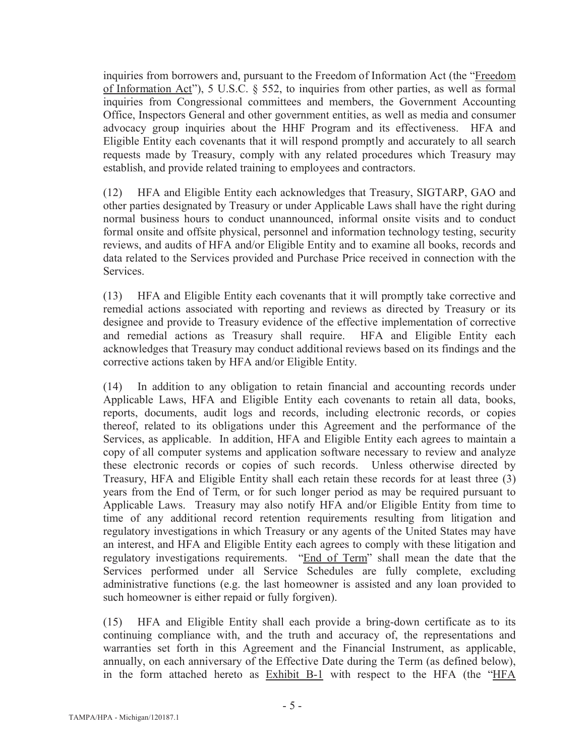inquiries from borrowers and, pursuant to the Freedom of Information Act (the "Freedom of Information Act"), 5 U.S.C. § 552, to inquiries from other parties, as well as formal inquiries from Congressional committees and members, the Government Accounting Office, Inspectors General and other government entities, as well as media and consumer advocacy group inquiries about the HHF Program and its effectiveness. HFA and Eligible Entity each covenants that it will respond promptly and accurately to all search requests made by Treasury, comply with any related procedures which Treasury may establish, and provide related training to employees and contractors.

(12) HFA and Eligible Entity each acknowledges that Treasury, SIGTARP, GAO and other parties designated by Treasury or under Applicable Laws shall have the right during normal business hours to conduct unannounced, informal onsite visits and to conduct formal onsite and offsite physical, personnel and information technology testing, security reviews, and audits of HFA and/or Eligible Entity and to examine all books, records and data related to the Services provided and Purchase Price received in connection with the Services.

(13) HFA and Eligible Entity each covenants that it will promptly take corrective and remedial actions associated with reporting and reviews as directed by Treasury or its designee and provide to Treasury evidence of the effective implementation of corrective and remedial actions as Treasury shall require. HFA and Eligible Entity each acknowledges that Treasury may conduct additional reviews based on its findings and the corrective actions taken by HFA and/or Eligible Entity.

(14) In addition to any obligation to retain financial and accounting records under Applicable Laws, HFA and Eligible Entity each covenants to retain all data, books, reports, documents, audit logs and records, including electronic records, or copies thereof, related to its obligations under this Agreement and the performance of the Services, as applicable. In addition, HFA and Eligible Entity each agrees to maintain a copy of all computer systems and application software necessary to review and analyze these electronic records or copies of such records. Unless otherwise directed by Treasury, HFA and Eligible Entity shall each retain these records for at least three (3) years from the End of Term, or for such longer period as may be required pursuant to Applicable Laws. Treasury may also notify HFA and/or Eligible Entity from time to time of any additional record retention requirements resulting from litigation and regulatory investigations in which Treasury or any agents of the United States may have an interest, and HFA and Eligible Entity each agrees to comply with these litigation and regulatory investigations requirements. "End of Term" shall mean the date that the Services performed under all Service Schedules are fully complete, excluding administrative functions (e.g. the last homeowner is assisted and any loan provided to such homeowner is either repaid or fully forgiven).

(15) HFA and Eligible Entity shall each provide a bring-down certificate as to its continuing compliance with, and the truth and accuracy of, the representations and warranties set forth in this Agreement and the Financial Instrument, as applicable, annually, on each anniversary of the Effective Date during the Term (as defined below), in the form attached hereto as Exhibit B-1 with respect to the HFA (the "HFA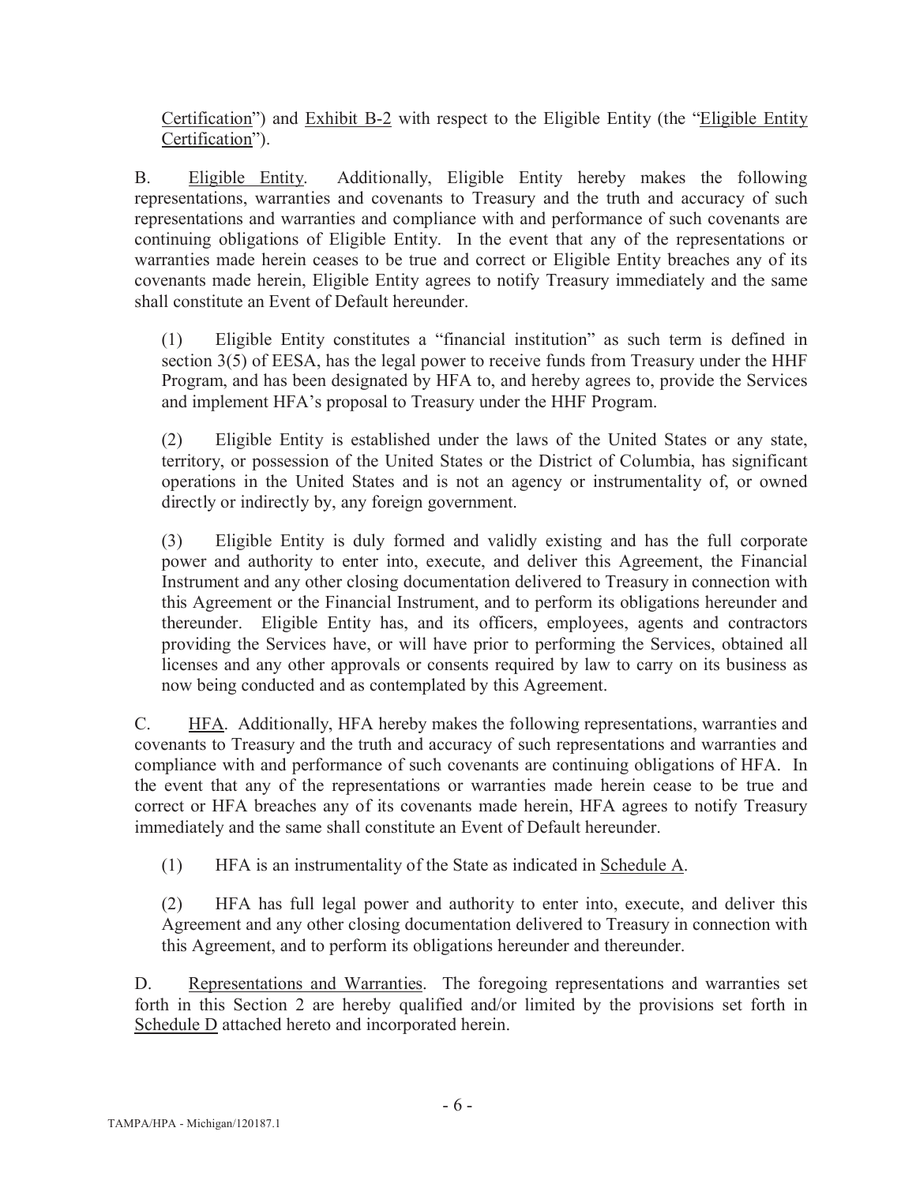Certification") and Exhibit B-2 with respect to the Eligible Entity (the "Eligible Entity Certification").

B. Eligible Entity. Additionally, Eligible Entity hereby makes the following representations, warranties and covenants to Treasury and the truth and accuracy of such representations and warranties and compliance with and performance of such covenants are continuing obligations of Eligible Entity. In the event that any of the representations or warranties made herein ceases to be true and correct or Eligible Entity breaches any of its covenants made herein, Eligible Entity agrees to notify Treasury immediately and the same shall constitute an Event of Default hereunder.

(1) Eligible Entity constitutes a "financial institution" as such term is defined in section 3(5) of EESA, has the legal power to receive funds from Treasury under the HHF Program, and has been designated by HFA to, and hereby agrees to, provide the Services and implement HFA's proposal to Treasury under the HHF Program.

(2) Eligible Entity is established under the laws of the United States or any state, territory, or possession of the United States or the District of Columbia, has significant operations in the United States and is not an agency or instrumentality of, or owned directly or indirectly by, any foreign government.

(3) Eligible Entity is duly formed and validly existing and has the full corporate power and authority to enter into, execute, and deliver this Agreement, the Financial Instrument and any other closing documentation delivered to Treasury in connection with this Agreement or the Financial Instrument, and to perform its obligations hereunder and thereunder. Eligible Entity has, and its officers, employees, agents and contractors providing the Services have, or will have prior to performing the Services, obtained all licenses and any other approvals or consents required by law to carry on its business as now being conducted and as contemplated by this Agreement.

C. HFA. Additionally, HFA hereby makes the following representations, warranties and covenants to Treasury and the truth and accuracy of such representations and warranties and compliance with and performance of such covenants are continuing obligations of HFA. In the event that any of the representations or warranties made herein cease to be true and correct or HFA breaches any of its covenants made herein, HFA agrees to notify Treasury immediately and the same shall constitute an Event of Default hereunder.

(1) HFA is an instrumentality of the State as indicated in Schedule A.

(2) HFA has full legal power and authority to enter into, execute, and deliver this Agreement and any other closing documentation delivered to Treasury in connection with this Agreement, and to perform its obligations hereunder and thereunder.

D. Representations and Warranties. The foregoing representations and warranties set forth in this Section 2 are hereby qualified and/or limited by the provisions set forth in Schedule D attached hereto and incorporated herein.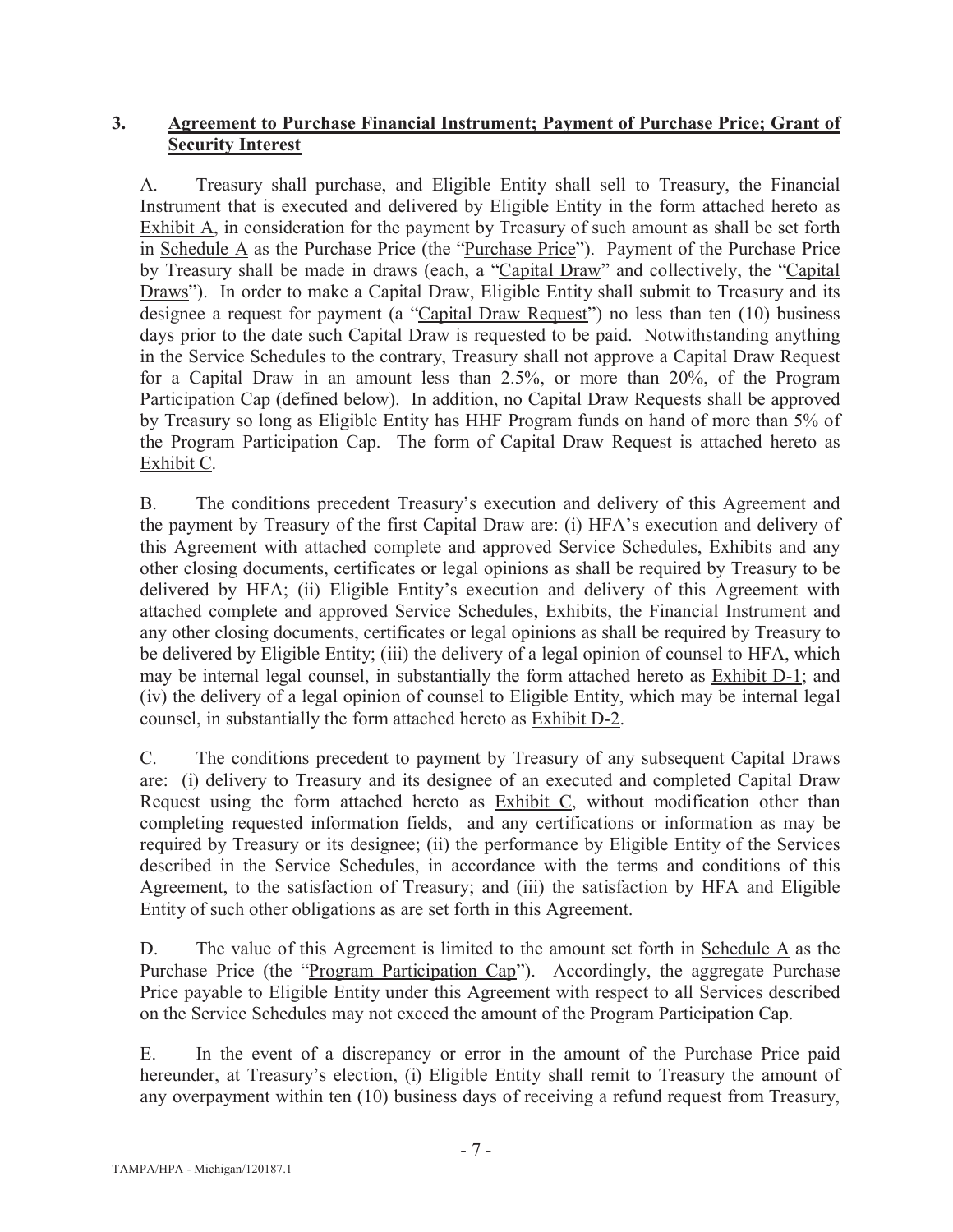## 3. Agreement to Purchase Financial Instrument; Payment of Purchase Price; Grant of Security Interest

A. Treasury shall purchase, and Eligible Entity shall sell to Treasury, the Financial Instrument that is executed and delivered by Eligible Entity in the form attached hereto as Exhibit A, in consideration for the payment by Treasury of such amount as shall be set forth in Schedule A as the Purchase Price (the "Purchase Price"). Payment of the Purchase Price by Treasury shall be made in draws (each, a "Capital Draw" and collectively, the "Capital Draws"). In order to make a Capital Draw, Eligible Entity shall submit to Treasury and its designee a request for payment (a "Capital Draw Request") no less than ten (10) business days prior to the date such Capital Draw is requested to be paid. Notwithstanding anything in the Service Schedules to the contrary, Treasury shall not approve a Capital Draw Request for a Capital Draw in an amount less than 2.5%, or more than 20%, of the Program Participation Cap (defined below). In addition, no Capital Draw Requests shall be approved by Treasury so long as Eligible Entity has HHF Program funds on hand of more than 5% of the Program Participation Cap. The form of Capital Draw Request is attached hereto as Exhibit C.

B. The conditions precedent Treasury's execution and delivery of this Agreement and the payment by Treasury of the first Capital Draw are: (i) HFA's execution and delivery of this Agreement with attached complete and approved Service Schedules, Exhibits and any other closing documents, certificates or legal opinions as shall be required by Treasury to be delivered by HFA; (ii) Eligible Entity's execution and delivery of this Agreement with attached complete and approved Service Schedules, Exhibits, the Financial Instrument and any other closing documents, certificates or legal opinions as shall be required by Treasury to be delivered by Eligible Entity; (iii) the delivery of a legal opinion of counsel to HFA, which may be internal legal counsel, in substantially the form attached hereto as Exhibit D-1; and (iv) the delivery of a legal opinion of counsel to Eligible Entity, which may be internal legal counsel, in substantially the form attached hereto as Exhibit D-2.

C. The conditions precedent to payment by Treasury of any subsequent Capital Draws are: (i) delivery to Treasury and its designee of an executed and completed Capital Draw Request using the form attached hereto as Exhibit C, without modification other than completing requested information fields, and any certifications or information as may be required by Treasury or its designee; (ii) the performance by Eligible Entity of the Services described in the Service Schedules, in accordance with the terms and conditions of this Agreement, to the satisfaction of Treasury; and (iii) the satisfaction by HFA and Eligible Entity of such other obligations as are set forth in this Agreement.

D. The value of this Agreement is limited to the amount set forth in Schedule A as the Purchase Price (the "Program Participation Cap"). Accordingly, the aggregate Purchase Price payable to Eligible Entity under this Agreement with respect to all Services described on the Service Schedules may not exceed the amount of the Program Participation Cap.

E. In the event of a discrepancy or error in the amount of the Purchase Price paid hereunder, at Treasury's election, (i) Eligible Entity shall remit to Treasury the amount of any overpayment within ten (10) business days of receiving a refund request from Treasury,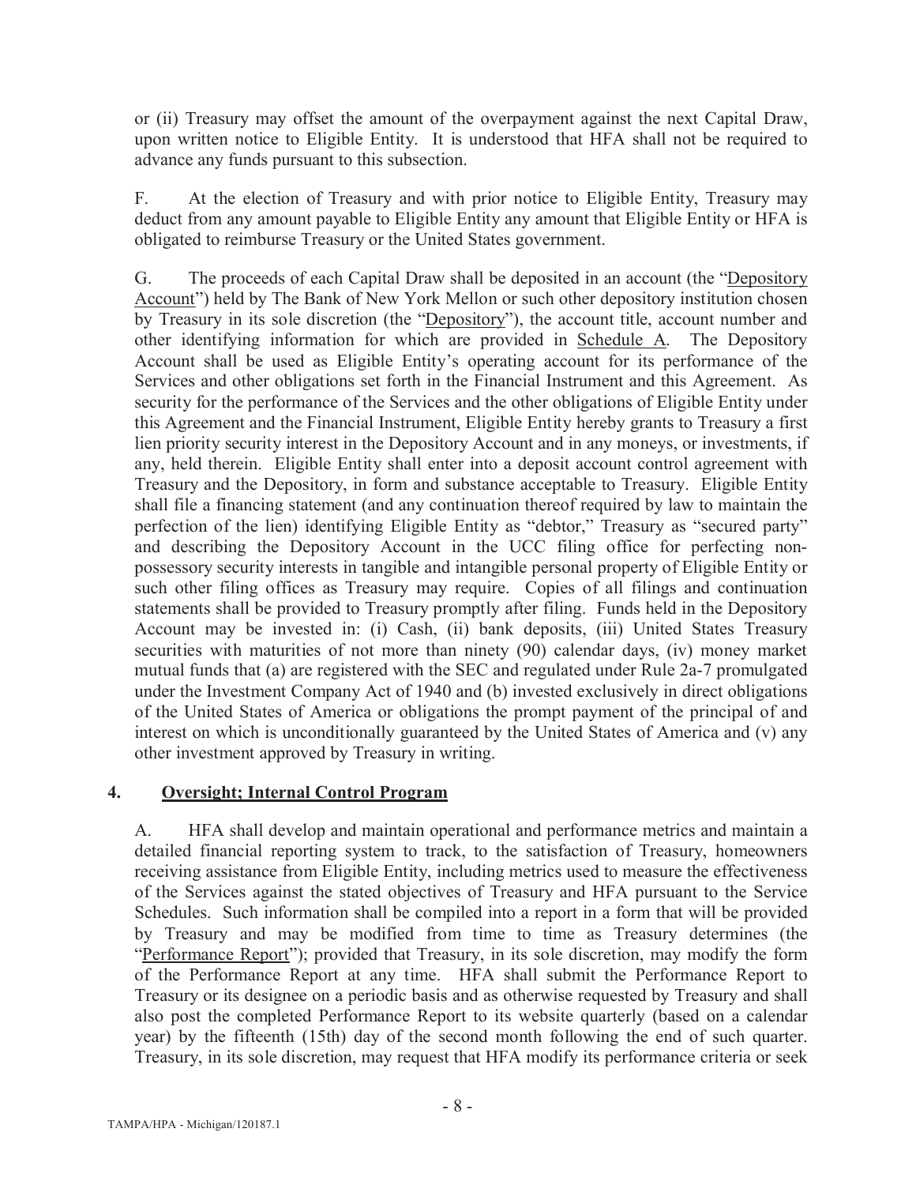or (ii) Treasury may offset the amount of the overpayment against the next Capital Draw, upon written notice to Eligible Entity. It is understood that HFA shall not be required to advance any funds pursuant to this subsection.

F. At the election of Treasury and with prior notice to Eligible Entity, Treasury may deduct from any amount payable to Eligible Entity any amount that Eligible Entity or HFA is obligated to reimburse Treasury or the United States government.

G. The proceeds of each Capital Draw shall be deposited in an account (the "Depository Account") held by The Bank of New York Mellon or such other depository institution chosen by Treasury in its sole discretion (the "Depository"), the account title, account number and other identifying information for which are provided in Schedule A. The Depository Account shall be used as Eligible Entity's operating account for its performance of the Services and other obligations set forth in the Financial Instrument and this Agreement. As security for the performance of the Services and the other obligations of Eligible Entity under this Agreement and the Financial Instrument, Eligible Entity hereby grants to Treasury a first lien priority security interest in the Depository Account and in any moneys, or investments, if any, held therein. Eligible Entity shall enter into a deposit account control agreement with Treasury and the Depository, in form and substance acceptable to Treasury. Eligible Entity shall file a financing statement (and any continuation thereof required by law to maintain the perfection of the lien) identifying Eligible Entity as "debtor," Treasury as "secured party" and describing the Depository Account in the UCC filing office for perfecting non-possessory security interests in tangible and intangible personal property of Eligible Entity or such other filing offices as Treasury may require. Copies of all filings and continuation statements shall be provided to Treasury promptly after filing. Funds held in the Depository Account may be invested in: (i) Cash, (ii) bank deposits, (iii) United States Treasury securities with maturities of not more than ninety (90) calendar days, (iv) money market mutual funds that (a) are registered with the SEC and regulated under Rule 2a-7 promulgated under the Investment Company Act of 1940 and (b) invested exclusively in direct obligations of the United States of America or obligations the prompt payment of the principal of and interest on which is unconditionally guaranteed by the United States of America and (v) any other investment approved by Treasury in writing.

## 4. Oversight; Internal Control Program

A. HFA shall develop and maintain operational and performance metrics and maintain a detailed financial reporting system to track, to the satisfaction of Treasury, homeowners receiving assistance from Eligible Entity, including metrics used to measure the effectiveness of the Services against the stated objectives of Treasury and HFA pursuant to the Service Schedules. Such information shall be compiled into a report in a form that will be provided by Treasury and may be modified from time to time as Treasury determines (the "Performance Report"); provided that Treasury, in its sole discretion, may modify the form of the Performance Report at any time. HFA shall submit the Performance Report to Treasury or its designee on a periodic basis and as otherwise requested by Treasury and shall also post the completed Performance Report to its website quarterly (based on a calendar year) by the fifteenth (15th) day of the second month following the end of such quarter. Treasury, in its sole discretion, may request that HFA modify its performance criteria or seek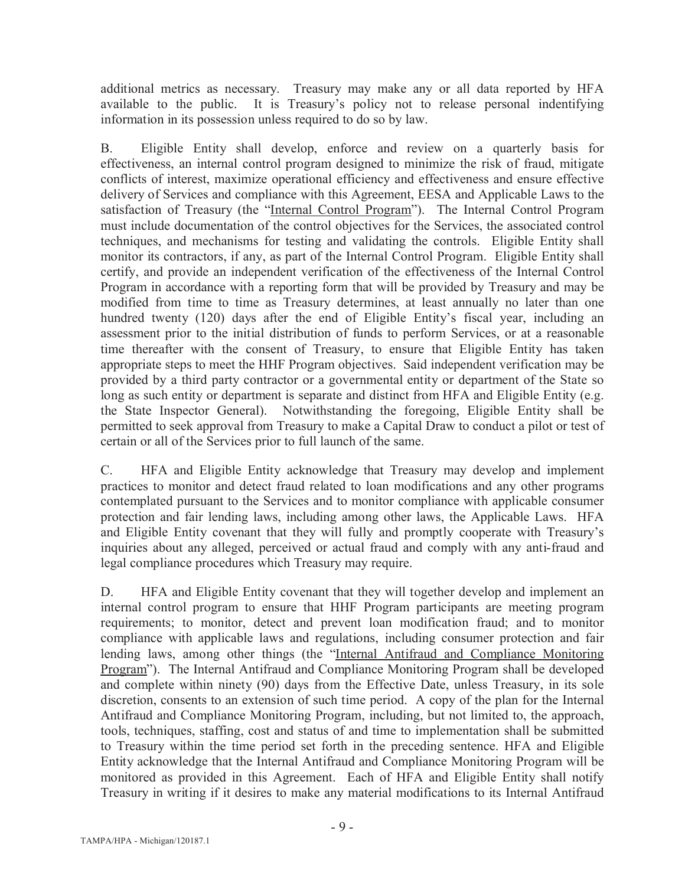additional metrics as necessary. Treasury may make any or all data reported by HFA available to the public. It is Treasury's policy not to release personal indentifying information in its possession unless required to do so by law.

B. Eligible Entity shall develop, enforce and review on a quarterly basis for effectiveness, an internal control program designed to minimize the risk of fraud, mitigate conflicts of interest, maximize operational efficiency and effectiveness and ensure effective delivery of Services and compliance with this Agreement, EESA and Applicable Laws to the satisfaction of Treasury (the "Internal Control Program"). The Internal Control Program must include documentation of the control objectives for the Services, the associated control techniques, and mechanisms for testing and validating the controls. Eligible Entity shall monitor its contractors, if any, as part of the Internal Control Program. Eligible Entity shall certify, and provide an independent verification of the effectiveness of the Internal Control Program in accordance with a reporting form that will be provided by Treasury and may be modified from time to time as Treasury determines, at least annually no later than one hundred twenty (120) days after the end of Eligible Entity's fiscal year, including an assessment prior to the initial distribution of funds to perform Services, or at a reasonable time thereafter with the consent of Treasury, to ensure that Eligible Entity has taken appropriate steps to meet the HHF Program objectives. Said independent verification may be provided by a third party contractor or a governmental entity or department of the State so long as such entity or department is separate and distinct from HFA and Eligible Entity (e.g. the State Inspector General). Notwithstanding the foregoing, Eligible Entity shall be permitted to seek approval from Treasury to make a Capital Draw to conduct a pilot or test of certain or all of the Services prior to full launch of the same.

C. HFA and Eligible Entity acknowledge that Treasury may develop and implement practices to monitor and detect fraud related to loan modifications and any other programs contemplated pursuant to the Services and to monitor compliance with applicable consumer protection and fair lending laws, including among other laws, the Applicable Laws. HFA and Eligible Entity covenant that they will fully and promptly cooperate with Treasury's inquiries about any alleged, perceived or actual fraud and comply with any anti-fraud and legal compliance procedures which Treasury may require.

D. HFA and Eligible Entity covenant that they will together develop and implement an internal control program to ensure that HHF Program participants are meeting program requirements; to monitor, detect and prevent loan modification fraud; and to monitor compliance with applicable laws and regulations, including consumer protection and fair lending laws, among other things (the "Internal Antifraud and Compliance Monitoring Program"). The Internal Antifraud and Compliance Monitoring Program shall be developed and complete within ninety (90) days from the Effective Date, unless Treasury, in its sole discretion, consents to an extension of such time period. A copy of the plan for the Internal Antifraud and Compliance Monitoring Program, including, but not limited to, the approach, tools, techniques, staffing, cost and status of and time to implementation shall be submitted to Treasury within the time period set forth in the preceding sentence. HFA and Eligible Entity acknowledge that the Internal Antifraud and Compliance Monitoring Program will be monitored as provided in this Agreement. Each of HFA and Eligible Entity shall notify Treasury in writing if it desires to make any material modifications to its Internal Antifraud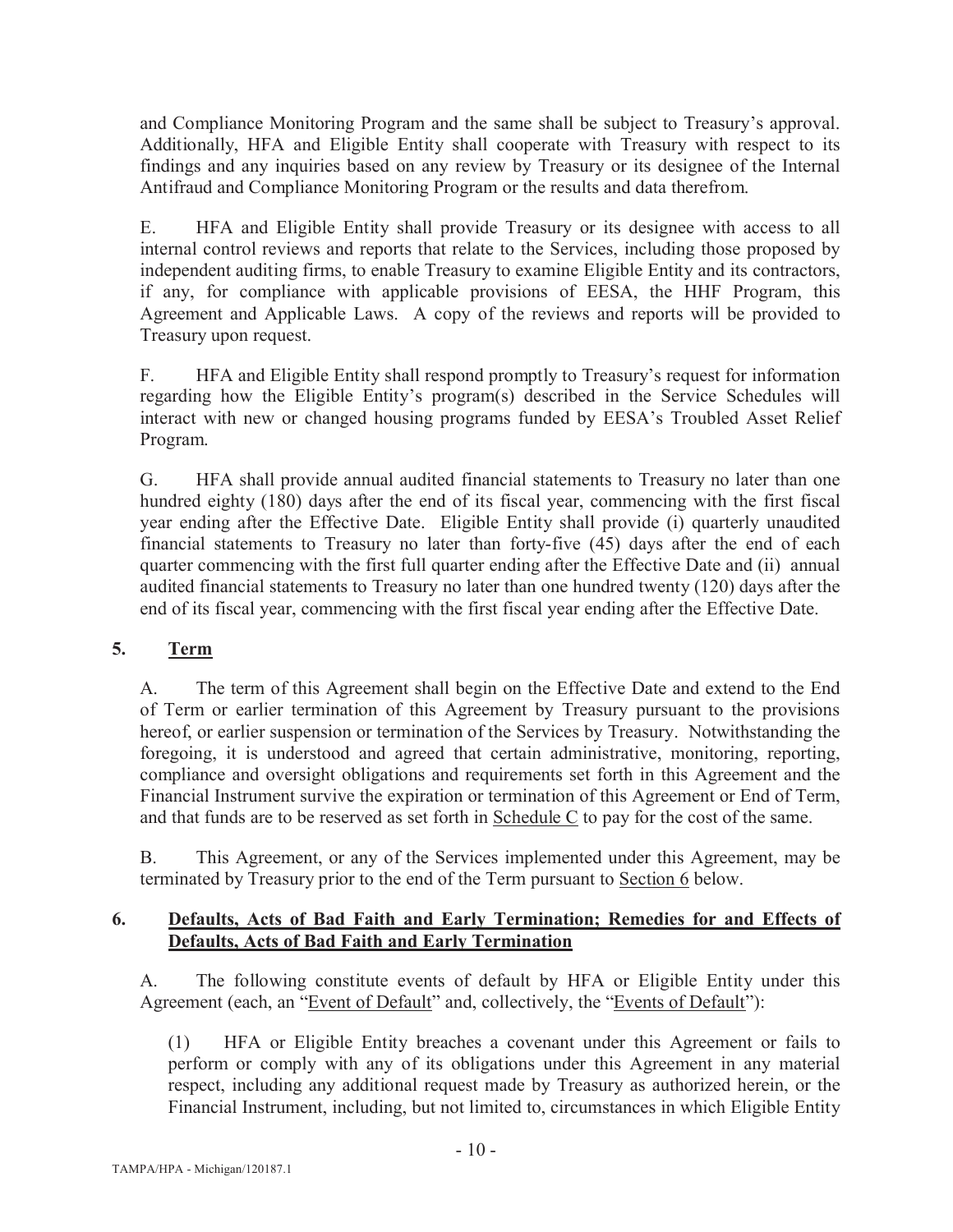and Compliance Monitoring Program and the same shall be subject to Treasury's approval. Additionally, HFA and Eligible Entity shall cooperate with Treasury with respect to its findings and any inquiries based on any review by Treasury or its designee of the Internal Antifraud and Compliance Monitoring Program or the results and data therefrom.

E. HFA and Eligible Entity shall provide Treasury or its designee with access to all internal control reviews and reports that relate to the Services, including those proposed by independent auditing firms, to enable Treasury to examine Eligible Entity and its contractors, if any, for compliance with applicable provisions of EESA, the HHF Program, this Agreement and Applicable Laws. A copy of the reviews and reports will be provided to Treasury upon request.

F. HFA and Eligible Entity shall respond promptly to Treasury's request for information regarding how the Eligible Entity's program(s) described in the Service Schedules will interact with new or changed housing programs funded by EESA's Troubled Asset Relief Program.

G. HFA shall provide annual audited financial statements to Treasury no later than one hundred eighty (180) days after the end of its fiscal year, commencing with the first fiscal year ending after the Effective Date. Eligible Entity shall provide (i) quarterly unaudited financial statements to Treasury no later than forty-five (45) days after the end of each quarter commencing with the first full quarter ending after the Effective Date and (ii) annual audited financial statements to Treasury no later than one hundred twenty (120) days after the end of its fiscal year, commencing with the first fiscal year ending after the Effective Date.

## 5. Term

A. The term of this Agreement shall begin on the Effective Date and extend to the End of Term or earlier termination of this Agreement by Treasury pursuant to the provisions hereof, or earlier suspension or termination of the Services by Treasury. Notwithstanding the foregoing, it is understood and agreed that certain administrative, monitoring, reporting, compliance and oversight obligations and requirements set forth in this Agreement and the Financial Instrument survive the expiration or termination of this Agreement or End of Term, and that funds are to be reserved as set forth in Schedule C to pay for the cost of the same.

B. This Agreement, or any of the Services implemented under this Agreement, may be terminated by Treasury prior to the end of the Term pursuant to Section 6 below.

## 6. Defaults, Acts of Bad Faith and Early Termination; Remedies for and Effects of Defaults, Acts of Bad Faith and Early Termination

A. The following constitute events of default by HFA or Eligible Entity under this Agreement (each, an "Event of Default" and, collectively, the "Events of Default"):

(1) HFA or Eligible Entity breaches a covenant under this Agreement or fails to perform or comply with any of its obligations under this Agreement in any material respect, including any additional request made by Treasury as authorized herein, or the Financial Instrument, including, but not limited to, circumstances in which Eligible Entity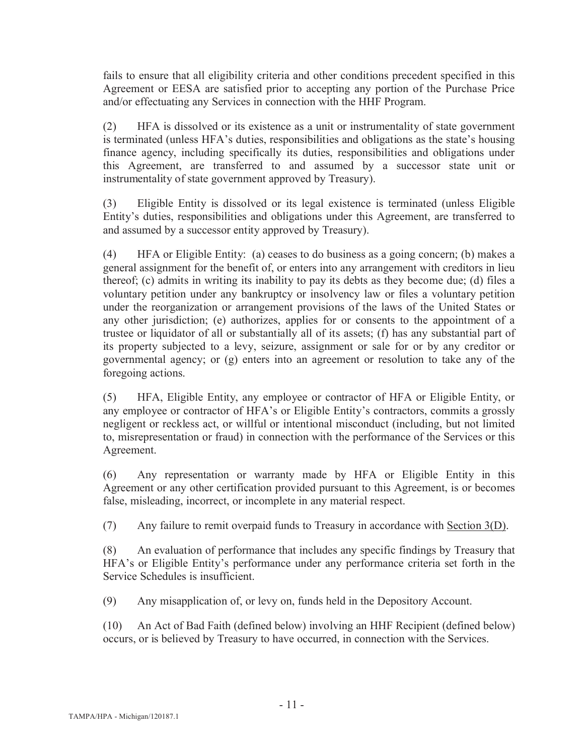fails to ensure that all eligibility criteria and other conditions precedent specified in this Agreement or EESA are satisfied prior to accepting any portion of the Purchase Price and/or effectuating any Services in connection with the HHF Program.

(2) HFA is dissolved or its existence as a unit or instrumentality of state government is terminated (unless HFA's duties, responsibilities and obligations as the state's housing finance agency, including specifically its duties, responsibilities and obligations under this Agreement, are transferred to and assumed by a successor state unit or instrumentality of state government approved by Treasury).

(3) Eligible Entity is dissolved or its legal existence is terminated (unless Eligible Entity's duties, responsibilities and obligations under this Agreement, are transferred to and assumed by a successor entity approved by Treasury).

(4) HFA or Eligible Entity: (a) ceases to do business as a going concern; (b) makes a general assignment for the benefit of, or enters into any arrangement with creditors in lieu thereof; (c) admits in writing its inability to pay its debts as they become due; (d) files a voluntary petition under any bankruptcy or insolvency law or files a voluntary petition under the reorganization or arrangement provisions of the laws of the United States or any other jurisdiction; (e) authorizes, applies for or consents to the appointment of a trustee or liquidator of all or substantially all of its assets; (f) has any substantial part of its property subjected to a levy, seizure, assignment or sale for or by any creditor or governmental agency; or (g) enters into an agreement or resolution to take any of the foregoing actions.

(5) HFA, Eligible Entity, any employee or contractor of HFA or Eligible Entity, or any employee or contractor of HFA's or Eligible Entity's contractors, commits a grossly negligent or reckless act, or willful or intentional misconduct (including, but not limited to, misrepresentation or fraud) in connection with the performance of the Services or this Agreement.

(6) Any representation or warranty made by HFA or Eligible Entity in this Agreement or any other certification provided pursuant to this Agreement, is or becomes false, misleading, incorrect, or incomplete in any material respect.

(7) Any failure to remit overpaid funds to Treasury in accordance with Section 3(D).

(8) An evaluation of performance that includes any specific findings by Treasury that HFA's or Eligible Entity's performance under any performance criteria set forth in the Service Schedules is insufficient.

(9) Any misapplication of, or levy on, funds held in the Depository Account.

(10) An Act of Bad Faith (defined below) involving an HHF Recipient (defined below) occurs, or is believed by Treasury to have occurred, in connection with the Services.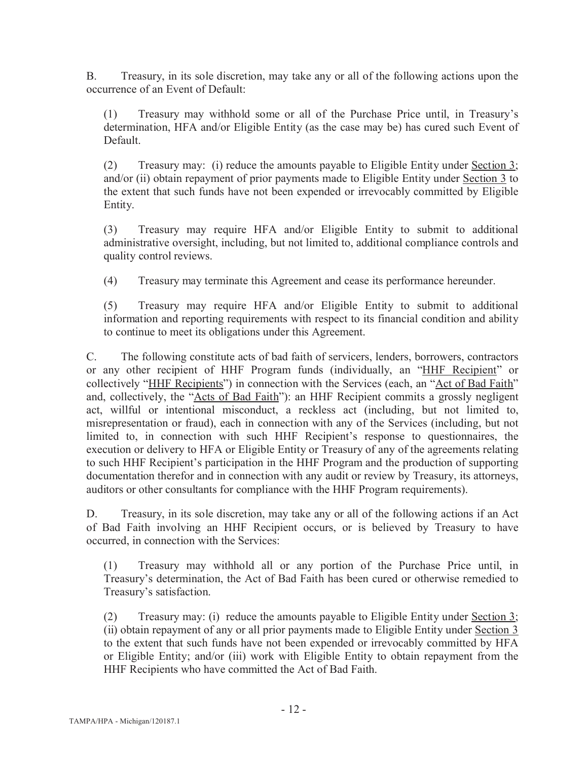B. Treasury, in its sole discretion, may take any or all of the following actions upon the occurrence of an Event of Default:

(1) Treasury may withhold some or all of the Purchase Price until, in Treasury's determination, HFA and/or Eligible Entity (as the case may be) has cured such Event of Default.

(2) Treasury may: (i) reduce the amounts payable to Eligible Entity under <u>Section 3</u>; and/or (ii) obtain repayment of prior payments made to Eligible Entity under <u>Section 3</u> to the extent that such funds have not been expended or irrevocably committed by Eligible Entity.

(3) Treasury may require HFA and/or Eligible Entity to submit to additional administrative oversight, including, but not limited to, additional compliance controls and quality control reviews.

(4) Treasury may terminate this Agreement and cease its performance hereunder.

(5) Treasury may require HFA and/or Eligible Entity to submit to additional information and reporting requirements with respect to its financial condition and ability to continue to meet its obligations under this Agreement.

C. The following constitute acts of bad faith of servicers, lenders, borrowers, contractors or any other recipient of HHF Program funds (individually, an "<u>HHF Recipient</u>" or collectively "<u>HHF Recipients</u>") in connection with the Services (each, an "<u>Act of Bad Faith</u>" and, collectively, the "<u>Acts of Bad Faith</u>"): an HHF Recipient commits a grossly negligent act, willful or intentional misconduct, a reckless act (including, but not limited to, misrepresentation or fraud), each in connection with any of the Services (including, but not limited to, in connection with such HHF Recipient's response to questionnaires, the execution or delivery to HFA or Eligible Entity or Treasury of any of the agreements relating to such HHF Recipient's participation in the HHF Program and the production of supporting documentation therefor and in connection with any audit or review by Treasury, its attorneys, auditors or other consultants for compliance with the HHF Program requirements).

D. Treasury, in its sole discretion, may take any or all of the following actions if an Act of Bad Faith involving an HHF Recipient occurs, or is believed by Treasury to have occurred, in connection with the Services:

(1) Treasury may withhold all or any portion of the Purchase Price until, in Treasury's determination, the Act of Bad Faith has been cured or otherwise remedied to Treasury's satisfaction.

(2) Treasury may: (i) reduce the amounts payable to Eligible Entity under <u>Section 3</u>; (ii) obtain repayment of any or all prior payments made to Eligible Entity under <u>Section 3</u> to the extent that such funds have not been expended or irrevocably committed by HFA or Eligible Entity; and/or (iii) work with Eligible Entity to obtain repayment from the HHF Recipients who have committed the Act of Bad Faith.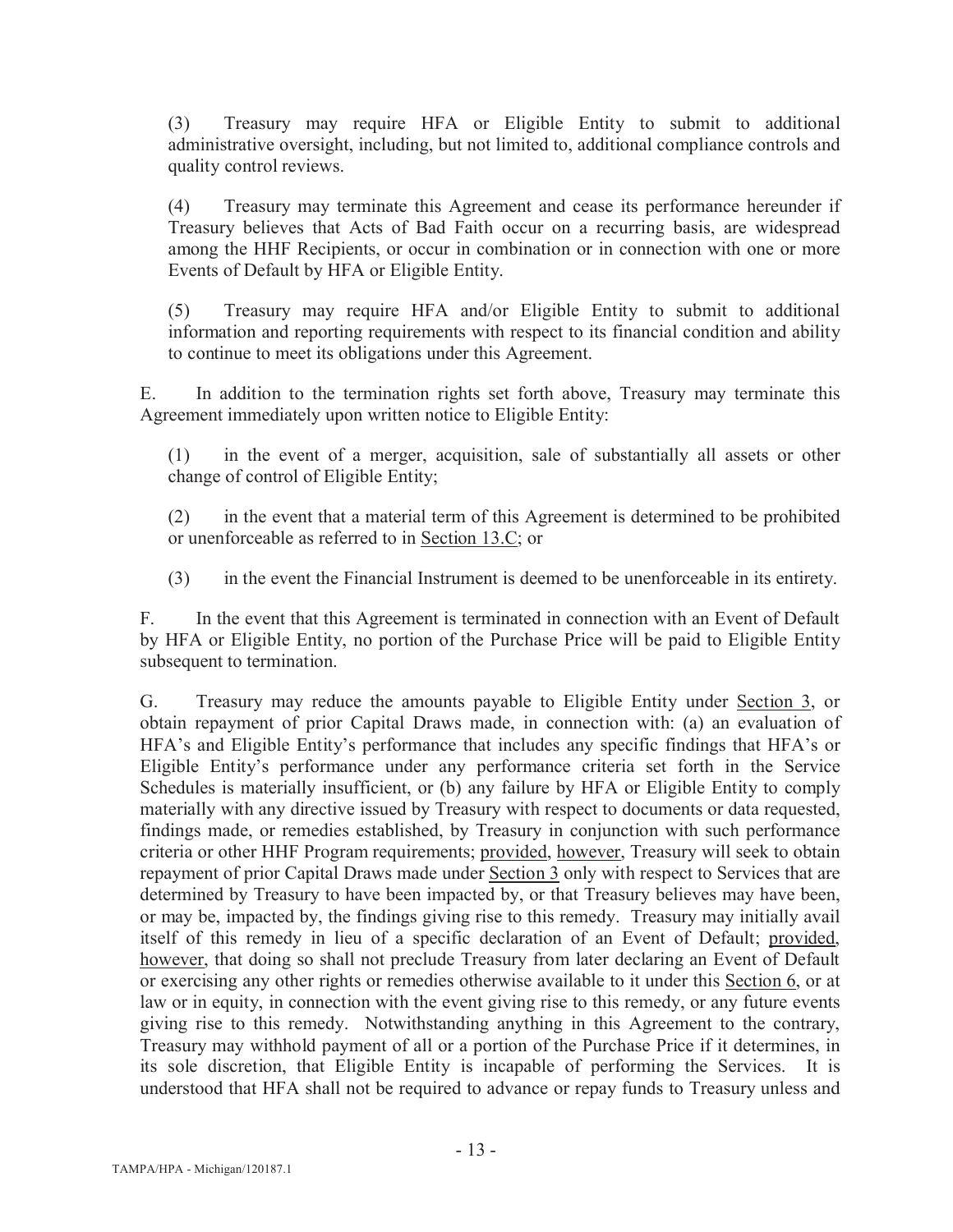(3) Treasury may require HFA or Eligible Entity to submit to additional administrative oversight, including, but not limited to, additional compliance controls and quality control reviews.

(4) Treasury may terminate this Agreement and cease its performance hereunder if Treasury believes that Acts of Bad Faith occur on a recurring basis, are widespread among the HHF Recipients, or occur in combination or in connection with one or more Events of Default by HFA or Eligible Entity.

(5) Treasury may require HFA and/or Eligible Entity to submit to additional information and reporting requirements with respect to its financial condition and ability to continue to meet its obligations under this Agreement.

E. In addition to the termination rights set forth above, Treasury may terminate this Agreement immediately upon written notice to Eligible Entity:

(1) in the event of a merger, acquisition, sale of substantially all assets or other change of control of Eligible Entity;

(2) in the event that a material term of this Agreement is determined to be prohibited or unenforceable as referred to in Section 13.C; or

(3) in the event the Financial Instrument is deemed to be unenforceable in its entirety.

F. In the event that this Agreement is terminated in connection with an Event of Default by HFA or Eligible Entity, no portion of the Purchase Price will be paid to Eligible Entity subsequent to termination.

G. Treasury may reduce the amounts payable to Eligible Entity under Section 3, or obtain repayment of prior Capital Draws made, in connection with: (a) an evaluation of HFA's and Eligible Entity's performance that includes any specific findings that HFA's or Eligible Entity's performance under any performance criteria set forth in the Service Schedules is materially insufficient, or (b) any failure by HFA or Eligible Entity to comply materially with any directive issued by Treasury with respect to documents or data requested, findings made, or remedies established, by Treasury in conjunction with such performance criteria or other HHF Program requirements; provided, however, Treasury will seek to obtain repayment of prior Capital Draws made under Section 3 only with respect to Services that are determined by Treasury to have been impacted by, or that Treasury believes may have been, or may be, impacted by, the findings giving rise to this remedy. Treasury may initially avail itself of this remedy in lieu of a specific declaration of an Event of Default; provided, however, that doing so shall not preclude Treasury from later declaring an Event of Default or exercising any other rights or remedies otherwise available to it under this Section 6, or at law or in equity, in connection with the event giving rise to this remedy, or any future events giving rise to this remedy. Notwithstanding anything in this Agreement to the contrary, Treasury may withhold payment of all or a portion of the Purchase Price if it determines, in its sole discretion, that Eligible Entity is incapable of performing the Services. It is understood that HFA shall not be required to advance or repay funds to Treasury unless and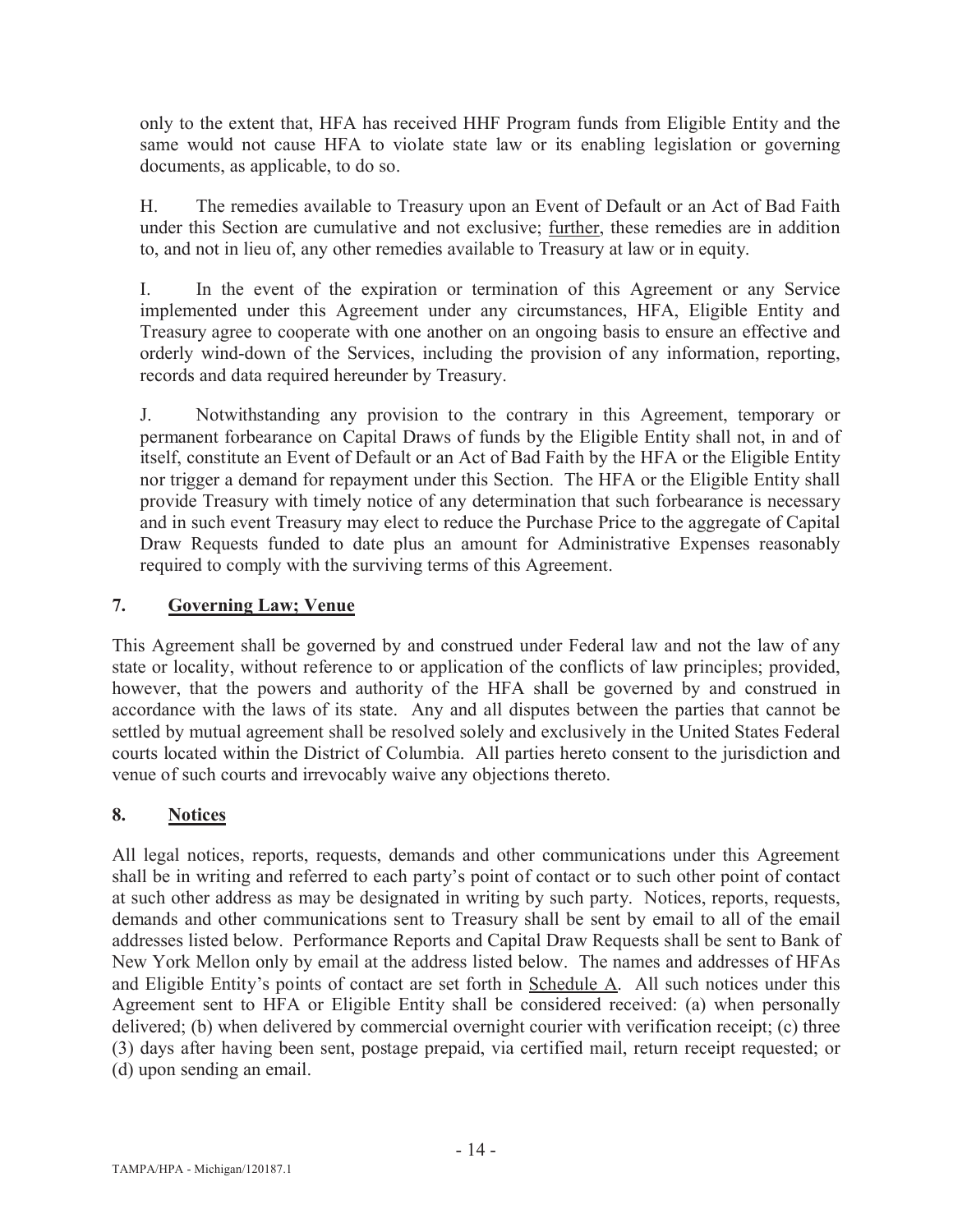only to the extent that, HFA has received HHF Program funds from Eligible Entity and the same would not cause HFA to violate state law or its enabling legislation or governing documents, as applicable, to do so.

H. The remedies available to Treasury upon an Event of Default or an Act of Bad Faith under this Section are cumulative and not exclusive; further, these remedies are in addition to, and not in lieu of, any other remedies available to Treasury at law or in equity.

I. In the event of the expiration or termination of this Agreement or any Service implemented under this Agreement under any circumstances, HFA, Eligible Entity and Treasury agree to cooperate with one another on an ongoing basis to ensure an effective and orderly wind-down of the Services, including the provision of any information, reporting, records and data required hereunder by Treasury.

J. Notwithstanding any provision to the contrary in this Agreement, temporary or permanent forbearance on Capital Draws of funds by the Eligible Entity shall not, in and of itself, constitute an Event of Default or an Act of Bad Faith by the HFA or the Eligible Entity nor trigger a demand for repayment under this Section. The HFA or the Eligible Entity shall provide Treasury with timely notice of any determination that such forbearance is necessary and in such event Treasury may elect to reduce the Purchase Price to the aggregate of Capital Draw Requests funded to date plus an amount for Administrative Expenses reasonably required to comply with the surviving terms of this Agreement.

## 7. Governing Law; Venue

This Agreement shall be governed by and construed under Federal law and not the law of any state or locality, without reference to or application of the conflicts of law principles; provided, however, that the powers and authority of the HFA shall be governed by and construed in accordance with the laws of its state. Any and all disputes between the parties that cannot be settled by mutual agreement shall be resolved solely and exclusively in the United States Federal courts located within the District of Columbia. All parties hereto consent to the jurisdiction and venue of such courts and irrevocably waive any objections thereto.

## 8. Notices

All legal notices, reports, requests, demands and other communications under this Agreement shall be in writing and referred to each party's point of contact or to such other point of contact at such other address as may be designated in writing by such party. Notices, reports, requests, demands and other communications sent to Treasury shall be sent by email to all of the email addresses listed below. Performance Reports and Capital Draw Requests shall be sent to Bank of New York Mellon only by email at the address listed below. The names and addresses of HFAs and Eligible Entity's points of contact are set forth in Schedule A. All such notices under this Agreement sent to HFA or Eligible Entity shall be considered received: (a) when personally delivered; (b) when delivered by commercial overnight courier with verification receipt; (c) three (3) days after having been sent, postage prepaid, via certified mail, return receipt requested; or (d) upon sending an email.

TAMPA/HPA - Michigan/120187.1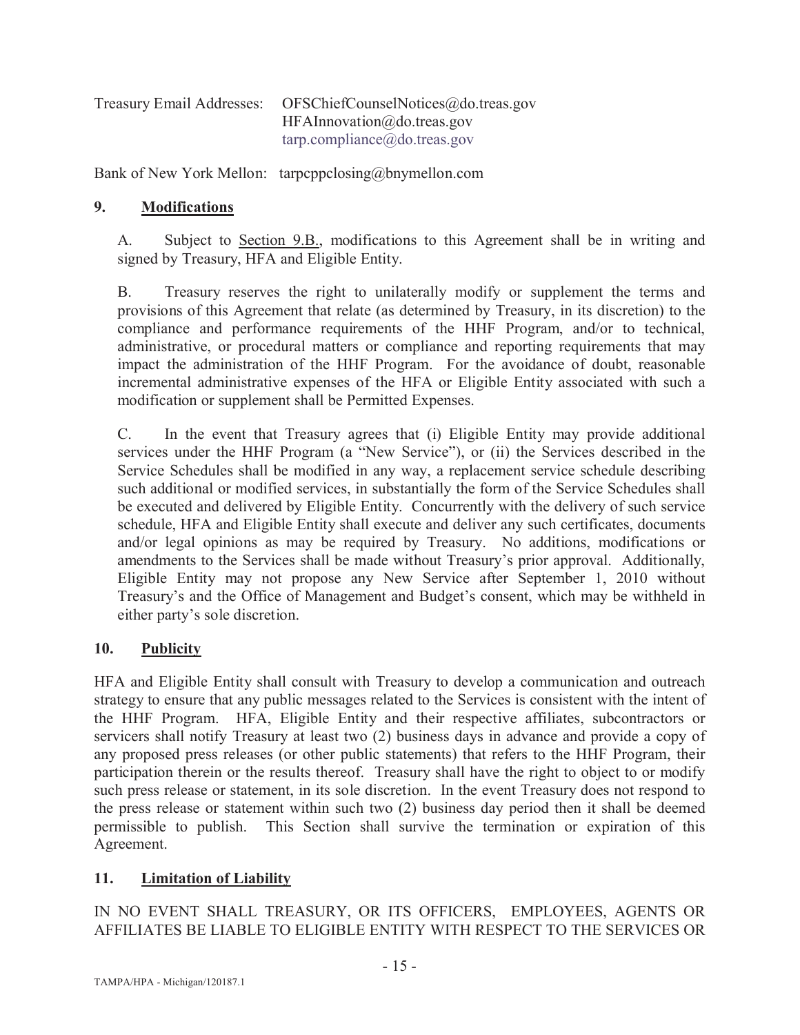Treasury Email Addresses: OFSChiefCounselNotices@do.treas.gov
HFAInnovation@do.treas.gov
tarp.compliance@do.treas.gov

Bank of New York Mellon: tarpcppclosing@bnymellon.com

## 9. Modifications

A. Subject to Section 9.B., modifications to this Agreement shall be in writing and signed by Treasury, HFA and Eligible Entity.

B. Treasury reserves the right to unilaterally modify or supplement the terms and provisions of this Agreement that relate (as determined by Treasury, in its discretion) to the compliance and performance requirements of the HHF Program, and/or to technical, administrative, or procedural matters or compliance and reporting requirements that may impact the administration of the HHF Program. For the avoidance of doubt, reasonable incremental administrative expenses of the HFA or Eligible Entity associated with such a modification or supplement shall be Permitted Expenses.

C. In the event that Treasury agrees that (i) Eligible Entity may provide additional services under the HHF Program (a "New Service"), or (ii) the Services described in the Service Schedules shall be modified in any way, a replacement service schedule describing such additional or modified services, in substantially the form of the Service Schedules shall be executed and delivered by Eligible Entity. Concurrently with the delivery of such service schedule, HFA and Eligible Entity shall execute and deliver any such certificates, documents and/or legal opinions as may be required by Treasury. No additions, modifications or amendments to the Services shall be made without Treasury's prior approval. Additionally, Eligible Entity may not propose any New Service after September 1, 2010 without Treasury's and the Office of Management and Budget's consent, which may be withheld in either party's sole discretion.

## 10. Publicity

HFA and Eligible Entity shall consult with Treasury to develop a communication and outreach strategy to ensure that any public messages related to the Services is consistent with the intent of the HHF Program. HFA, Eligible Entity and their respective affiliates, subcontractors or servicers shall notify Treasury at least two (2) business days in advance and provide a copy of any proposed press releases (or other public statements) that refers to the HHF Program, their participation therein or the results thereof. Treasury shall have the right to object to or modify such press release or statement, in its sole discretion. In the event Treasury does not respond to the press release or statement within such two (2) business day period then it shall be deemed permissible to publish. This Section shall survive the termination or expiration of this Agreement.

## 11. Limitation of Liability

IN NO EVENT SHALL TREASURY, OR ITS OFFICERS, EMPLOYEES, AGENTS OR AFFILIATES BE LIABLE TO ELIGIBLE ENTITY WITH RESPECT TO THE SERVICES OR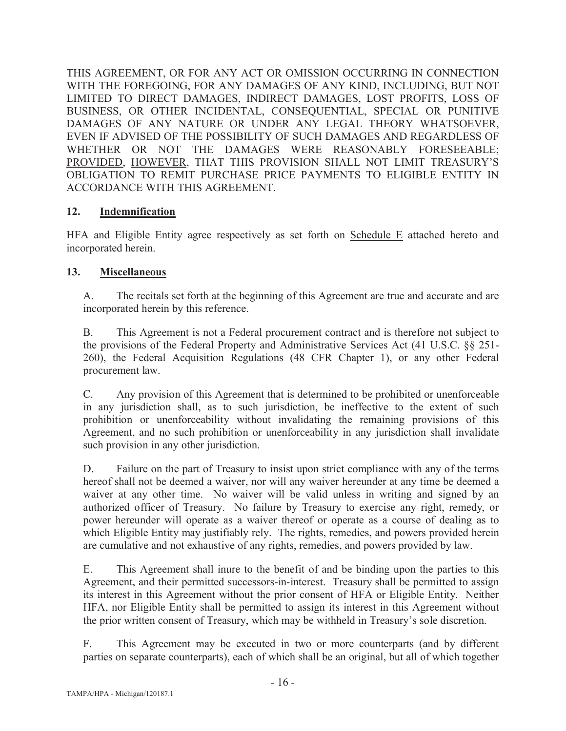THIS AGREEMENT, OR FOR ANY ACT OR OMISSION OCCURRING IN CONNECTION WITH THE FOREGOING, FOR ANY DAMAGES OF ANY KIND, INCLUDING, BUT NOT LIMITED TO DIRECT DAMAGES, INDIRECT DAMAGES, LOST PROFITS, LOSS OF BUSINESS, OR OTHER INCIDENTAL, CONSEQUENTIAL, SPECIAL OR PUNITIVE DAMAGES OF ANY NATURE OR UNDER ANY LEGAL THEORY WHATSOEVER, EVEN IF ADVISED OF THE POSSIBILITY OF SUCH DAMAGES AND REGARDLESS OF WHETHER OR NOT THE DAMAGES WERE REASONABLY FORESEEABLE; PROVIDED, HOWEVER, THAT THIS PROVISION SHALL NOT LIMIT TREASURY'S OBLIGATION TO REMIT PURCHASE PRICE PAYMENTS TO ELIGIBLE ENTITY IN ACCORDANCE WITH THIS AGREEMENT.

## 12. Indemnification

HFA and Eligible Entity agree respectively as set forth on Schedule E attached hereto and incorporated herein.

## 13. Miscellaneous

A. The recitals set forth at the beginning of this Agreement are true and accurate and are incorporated herein by this reference.

B. This Agreement is not a Federal procurement contract and is therefore not subject to the provisions of the Federal Property and Administrative Services Act (41 U.S.C. §§ 251-260), the Federal Acquisition Regulations (48 CFR Chapter 1), or any other Federal procurement law.

C. Any provision of this Agreement that is determined to be prohibited or unenforceable in any jurisdiction shall, as to such jurisdiction, be ineffective to the extent of such prohibition or unenforceability without invalidating the remaining provisions of this Agreement, and no such prohibition or unenforceability in any jurisdiction shall invalidate such provision in any other jurisdiction.

D. Failure on the part of Treasury to insist upon strict compliance with any of the terms hereof shall not be deemed a waiver, nor will any waiver hereunder at any time be deemed a waiver at any other time. No waiver will be valid unless in writing and signed by an authorized officer of Treasury. No failure by Treasury to exercise any right, remedy, or power hereunder will operate as a waiver thereof or operate as a course of dealing as to which Eligible Entity may justifiably rely. The rights, remedies, and powers provided herein are cumulative and not exhaustive of any rights, remedies, and powers provided by law.

E. This Agreement shall inure to the benefit of and be binding upon the parties to this Agreement, and their permitted successors-in-interest. Treasury shall be permitted to assign its interest in this Agreement without the prior consent of HFA or Eligible Entity. Neither HFA, nor Eligible Entity shall be permitted to assign its interest in this Agreement without the prior written consent of Treasury, which may be withheld in Treasury's sole discretion.

F. This Agreement may be executed in two or more counterparts (and by different parties on separate counterparts), each of which shall be an original, but all of which together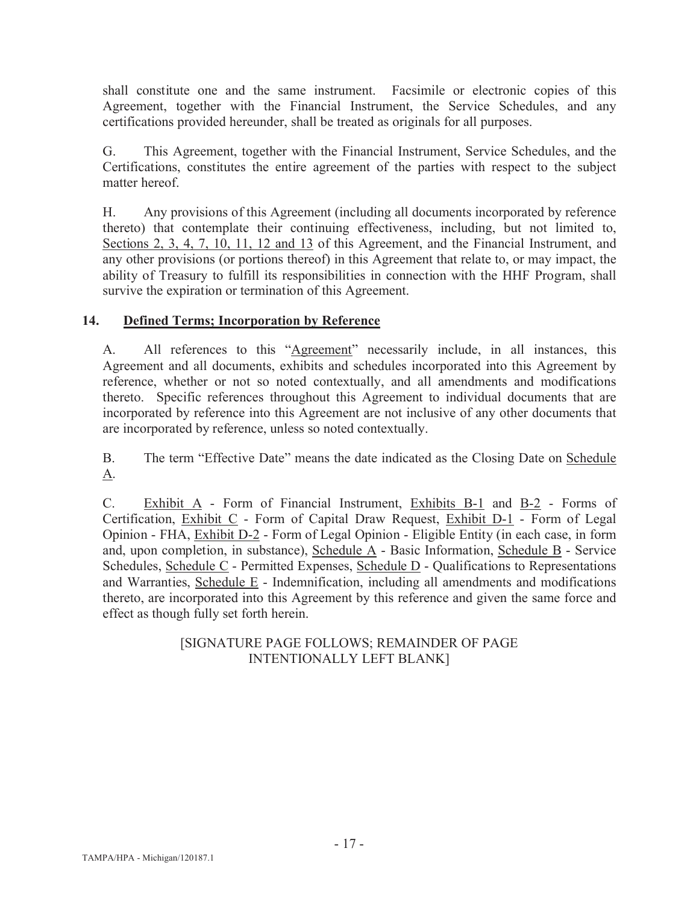shall constitute one and the same instrument. Facsimile or electronic copies of this Agreement, together with the Financial Instrument, the Service Schedules, and any certifications provided hereunder, shall be treated as originals for all purposes.

G. This Agreement, together with the Financial Instrument, Service Schedules, and the Certifications, constitutes the entire agreement of the parties with respect to the subject matter hereof.

H. Any provisions of this Agreement (including all documents incorporated by reference thereto) that contemplate their continuing effectiveness, including, but not limited to, <u>Sections 2, 3, 4, 7, 10, 11, 12 and 13</u> of this Agreement, and the Financial Instrument, and any other provisions (or portions thereof) in this Agreement that relate to, or may impact, the ability of Treasury to fulfill its responsibilities in connection with the HHF Program, shall survive the expiration or termination of this Agreement.

## 14. <u>Defined Terms; Incorporation by Reference</u>

A. All references to this "<u>Agreement</u>" necessarily include, in all instances, this Agreement and all documents, exhibits and schedules incorporated into this Agreement by reference, whether or not so noted contextually, and all amendments and modifications thereto. Specific references throughout this Agreement to individual documents that are incorporated by reference into this Agreement are not inclusive of any other documents that are incorporated by reference, unless so noted contextually.

B. The term "Effective Date" means the date indicated as the Closing Date on <u>Schedule A</u>.

C. <u>Exhibit A</u> - Form of Financial Instrument, <u>Exhibits B-1</u> and <u>B-2</u> - Forms of Certification, <u>Exhibit C</u> - Form of Capital Draw Request, <u>Exhibit D-1</u> - Form of Legal Opinion - FHA, <u>Exhibit D-2</u> - Form of Legal Opinion - Eligible Entity (in each case, in form and, upon completion, in substance), <u>Schedule A</u> - Basic Information, <u>Schedule B</u> - Service Schedules, <u>Schedule C</u> - Permitted Expenses, <u>Schedule D</u> - Qualifications to Representations and Warranties, <u>Schedule E</u> - Indemnification, including all amendments and modifications thereto, are incorporated into this Agreement by this reference and given the same force and effect as though fully set forth herein.

[SIGNATURE PAGE FOLLOWS; REMAINDER OF PAGE INTENTIONALLY LEFT BLANK]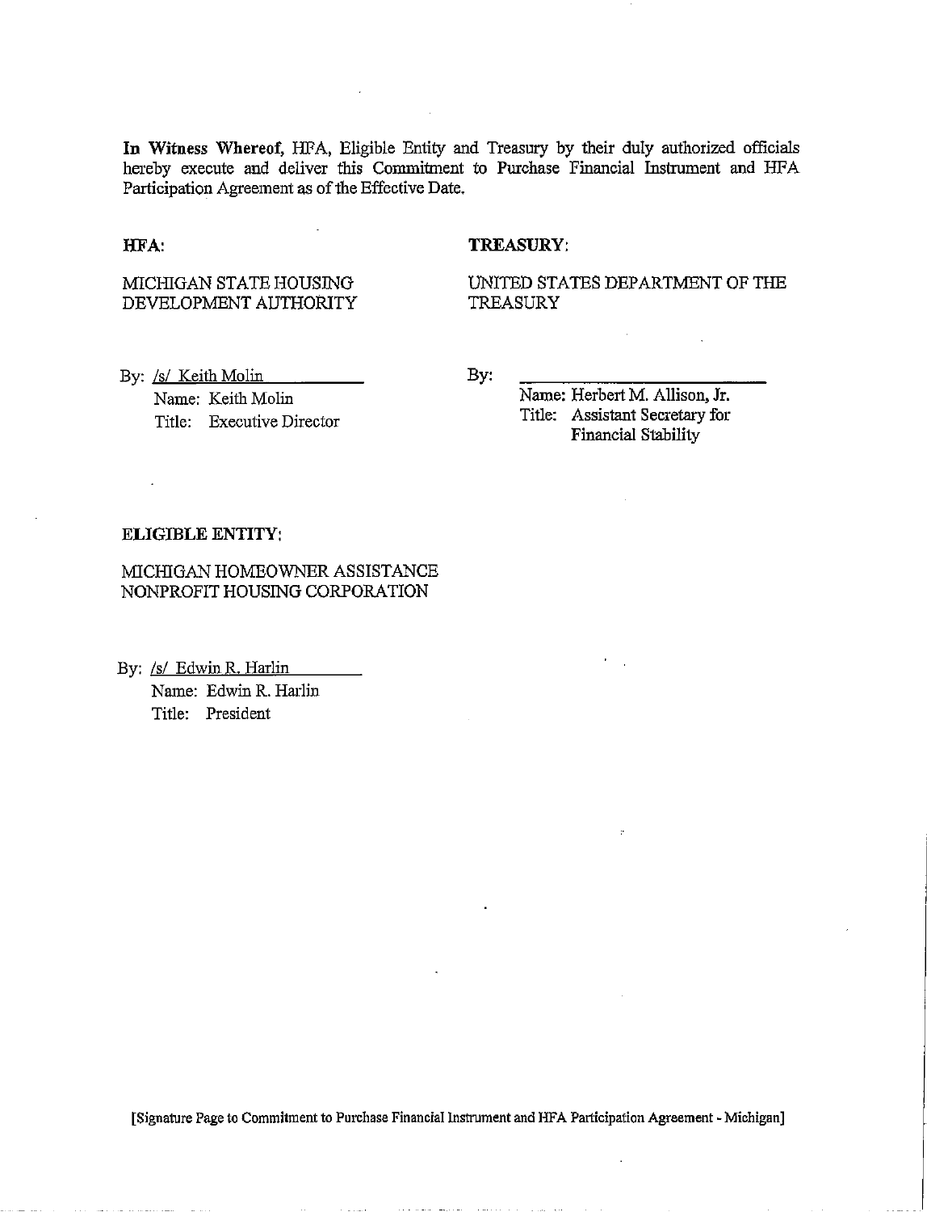**In Witness Whereof,** HFA, Eligible Entity and Treasury by their duly authorized officials hereby execute and deliver this Commitment to Purchase Financial Instrument and HFA Participation Agreement as of the Effective Date.

**HFA:**

MICHIGAN STATE HOUSING DEVELOPMENT AUTHORITY

By: /s/ Keith Molin
Name: Keith Molin
Title: Executive Director

**TREASURY:**

UNITED STATES DEPARTMENT OF THE TREASURY

By: \_\_\_\_\_\_\_\_\_\_\_\_\_\_\_\_\_\_\_\_\_\_\_\_
Name: Herbert M. Allison, Jr.
Title: Assistant Secretary for Financial Stability

**ELIGIBLE ENTITY:**

MICHIGAN HOMEOWNER ASSISTANCE NONPROFIT HOUSING CORPORATION

By: /s/ Edwin R. Harlin
Name: Edwin R. Harlin
Title: President

[Signature Page to Commitment to Purchase Financial Instrument and HFA Participation Agreement - Michigan]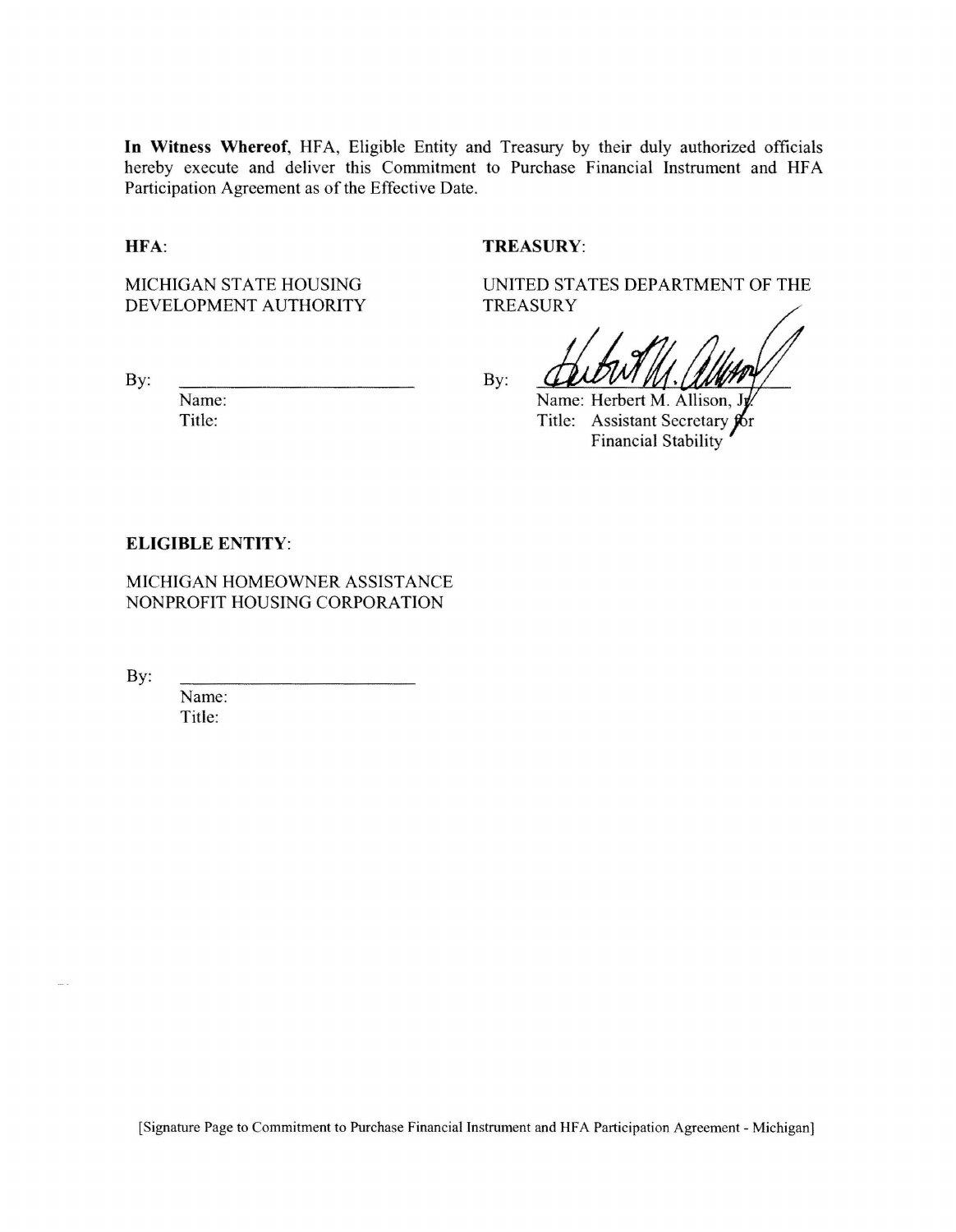**In Witness Whereof**, HFA, Eligible Entity and Treasury by their duly authorized officials hereby execute and deliver this Commitment to Purchase Financial Instrument and HFA Participation Agreement as of the Effective Date.

**HFA**:

MICHIGAN STATE HOUSING DEVELOPMENT AUTHORITY

By: \_\_\_\_\_\_\_\_\_\_\_\_\_\_\_\_\_\_\_\_\_\_\_\_\_\_
Name:
Title:

**TREASURY**:

UNITED STATES DEPARTMENT OF THE TREASURY

By: \_\_\_\_\_\_\_\_\_\_\_\_\_\_\_\_\_\_\_\_\_\_\_\_\_\_
Name: Herbert M. Allison, Jr.
Title: Assistant Secretary for Financial Stability

**ELIGIBLE ENTITY**:

MICHIGAN HOMEOWNER ASSISTANCE NONPROFIT HOUSING CORPORATION

By: \_\_\_\_\_\_\_\_\_\_\_\_\_\_\_\_\_\_\_\_\_\_\_\_\_\_
Name:
Title:

[Signature Page to Commitment to Purchase Financial Instrument and HFA Participation Agreement - Michigan]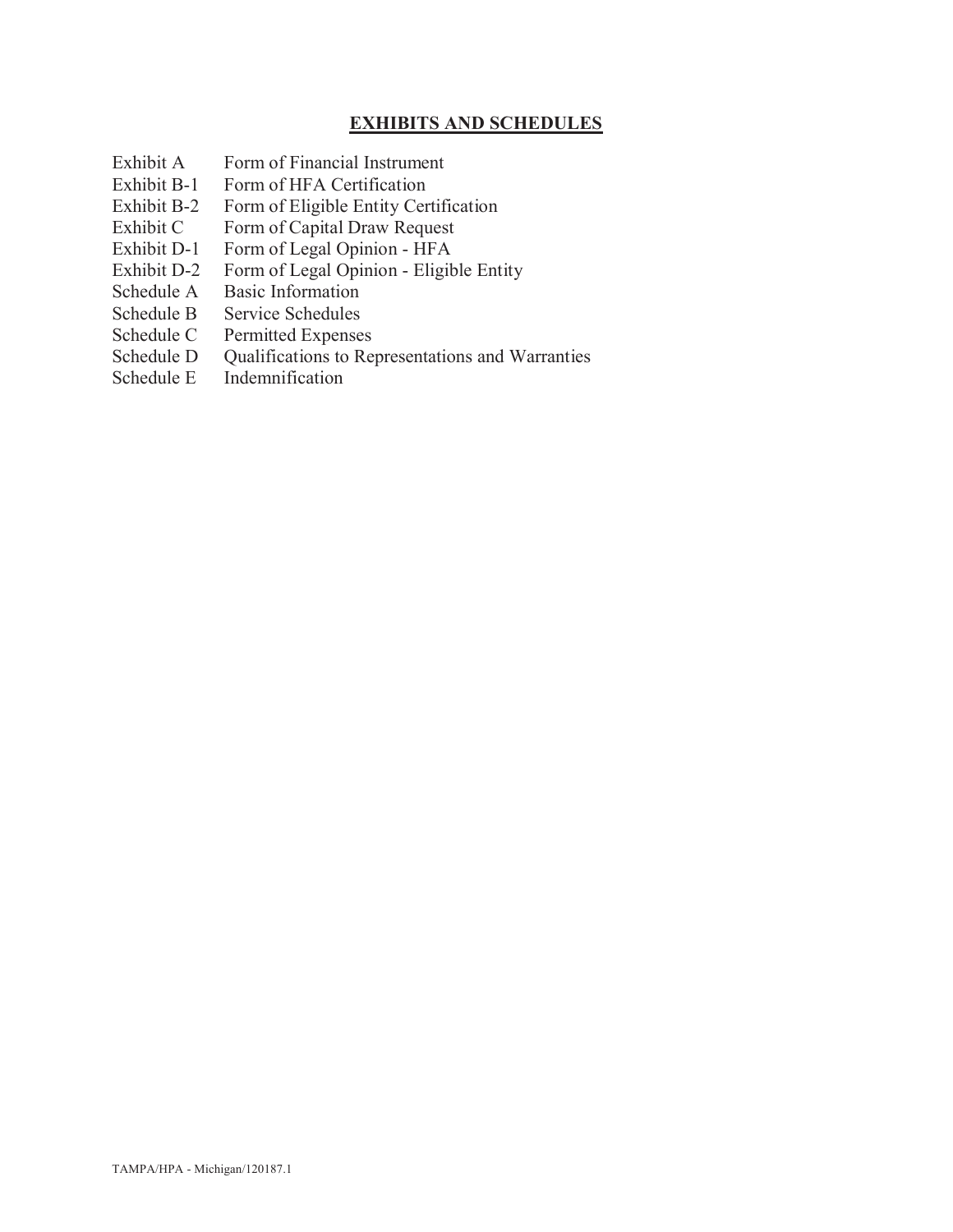## EXHIBITS AND SCHEDULES

| | |
|---|---|
| Exhibit A | Form of Financial Instrument |
| Exhibit B-1 | Form of HFA Certification |
| Exhibit B-2 | Form of Eligible Entity Certification |
| Exhibit C | Form of Capital Draw Request |
| Exhibit D-1 | Form of Legal Opinion - HFA |
| Exhibit D-2 | Form of Legal Opinion - Eligible Entity |
| Schedule A | Basic Information |
| Schedule B | Service Schedules |
| Schedule C | Permitted Expenses |
| Schedule D | Qualifications to Representations and Warranties |
| Schedule E | Indemnification |

TAMPA/HPA - Michigan/120187.1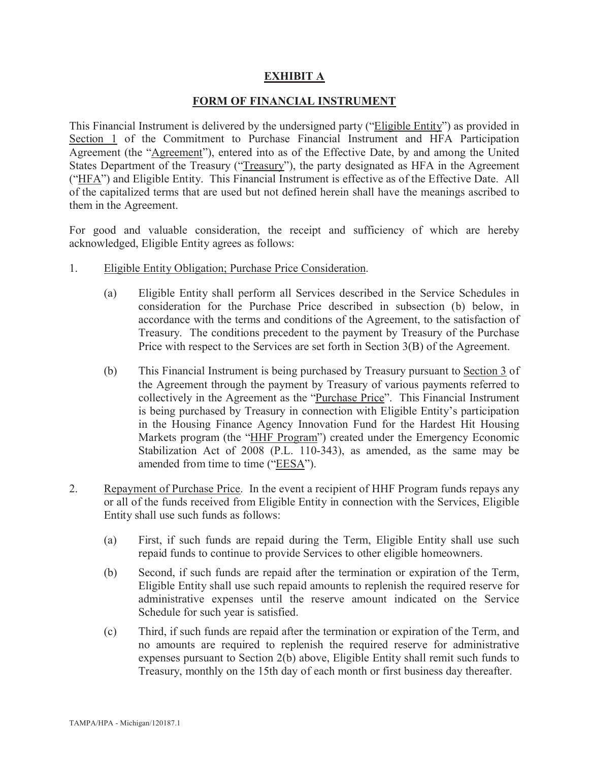# EXHIBIT A

## FORM OF FINANCIAL INSTRUMENT

This Financial Instrument is delivered by the undersigned party ("Eligible Entity") as provided in Section 1 of the Commitment to Purchase Financial Instrument and HFA Participation Agreement (the "Agreement"), entered into as of the Effective Date, by and among the United States Department of the Treasury ("Treasury"), the party designated as HFA in the Agreement ("HFA") and Eligible Entity. This Financial Instrument is effective as of the Effective Date. All of the capitalized terms that are used but not defined herein shall have the meanings ascribed to them in the Agreement.

For good and valuable consideration, the receipt and sufficiency of which are hereby acknowledged, Eligible Entity agrees as follows:

1. Eligible Entity Obligation; Purchase Price Consideration.

   (a) Eligible Entity shall perform all Services described in the Service Schedules in consideration for the Purchase Price described in subsection (b) below, in accordance with the terms and conditions of the Agreement, to the satisfaction of Treasury. The conditions precedent to the payment by Treasury of the Purchase Price with respect to the Services are set forth in Section 3(B) of the Agreement.

   (b) This Financial Instrument is being purchased by Treasury pursuant to Section 3 of the Agreement through the payment by Treasury of various payments referred to collectively in the Agreement as the "Purchase Price". This Financial Instrument is being purchased by Treasury in connection with Eligible Entity's participation in the Housing Finance Agency Innovation Fund for the Hardest Hit Housing Markets program (the "HHF Program") created under the Emergency Economic Stabilization Act of 2008 (P.L. 110-343), as amended, as the same may be amended from time to time ("EESA").

2. Repayment of Purchase Price. In the event a recipient of HHF Program funds repays any or all of the funds received from Eligible Entity in connection with the Services, Eligible Entity shall use such funds as follows:

   (a) First, if such funds are repaid during the Term, Eligible Entity shall use such repaid funds to continue to provide Services to other eligible homeowners.

   (b) Second, if such funds are repaid after the termination or expiration of the Term, Eligible Entity shall use such repaid amounts to replenish the required reserve for administrative expenses until the reserve amount indicated on the Service Schedule for such year is satisfied.

   (c) Third, if such funds are repaid after the termination or expiration of the Term, and no amounts are required to replenish the required reserve for administrative expenses pursuant to Section 2(b) above, Eligible Entity shall remit such funds to Treasury, monthly on the 15th day of each month or first business day thereafter.

TAMPA/HPA - Michigan/120187.1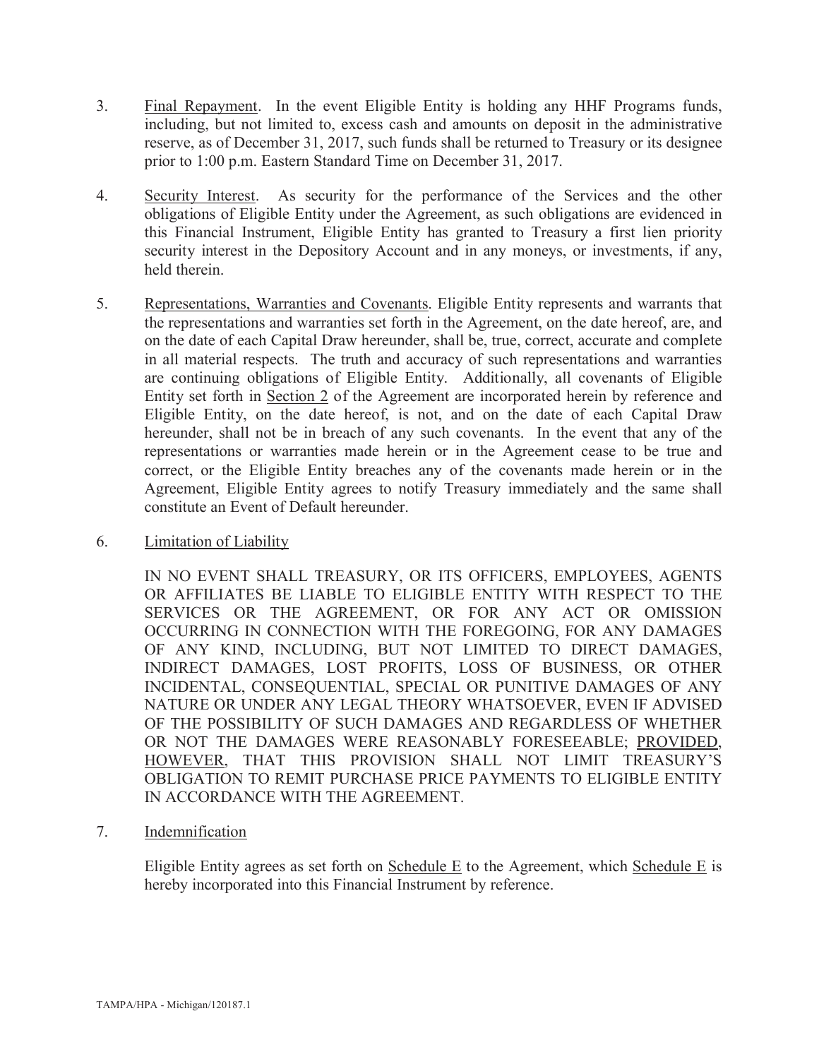3. <u>Final Repayment</u>. In the event Eligible Entity is holding any HHF Programs funds, including, but not limited to, excess cash and amounts on deposit in the administrative reserve, as of December 31, 2017, such funds shall be returned to Treasury or its designee prior to 1:00 p.m. Eastern Standard Time on December 31, 2017.

4. <u>Security Interest</u>. As security for the performance of the Services and the other obligations of Eligible Entity under the Agreement, as such obligations are evidenced in this Financial Instrument, Eligible Entity has granted to Treasury a first lien priority security interest in the Depository Account and in any moneys, or investments, if any, held therein.

5. <u>Representations, Warranties and Covenants</u>. Eligible Entity represents and warrants that the representations and warranties set forth in the Agreement, on the date hereof, are, and on the date of each Capital Draw hereunder, shall be, true, correct, accurate and complete in all material respects. The truth and accuracy of such representations and warranties are continuing obligations of Eligible Entity. Additionally, all covenants of Eligible Entity set forth in <u>Section 2</u> of the Agreement are incorporated herein by reference and Eligible Entity, on the date hereof, is not, and on the date of each Capital Draw hereunder, shall not be in breach of any such covenants. In the event that any of the representations or warranties made herein or in the Agreement cease to be true and correct, or the Eligible Entity breaches any of the covenants made herein or in the Agreement, Eligible Entity agrees to notify Treasury immediately and the same shall constitute an Event of Default hereunder.

6. <u>Limitation of Liability</u>

   IN NO EVENT SHALL TREASURY, OR ITS OFFICERS, EMPLOYEES, AGENTS OR AFFILIATES BE LIABLE TO ELIGIBLE ENTITY WITH RESPECT TO THE SERVICES OR THE AGREEMENT, OR FOR ANY ACT OR OMISSION OCCURRING IN CONNECTION WITH THE FOREGOING, FOR ANY DAMAGES OF ANY KIND, INCLUDING, BUT NOT LIMITED TO DIRECT DAMAGES, INDIRECT DAMAGES, LOST PROFITS, LOSS OF BUSINESS, OR OTHER INCIDENTAL, CONSEQUENTIAL, SPECIAL OR PUNITIVE DAMAGES OF ANY NATURE OR UNDER ANY LEGAL THEORY WHATSOEVER, EVEN IF ADVISED OF THE POSSIBILITY OF SUCH DAMAGES AND REGARDLESS OF WHETHER OR NOT THE DAMAGES WERE REASONABLY FORESEEABLE; <u>PROVIDED, HOWEVER</u>, THAT THIS PROVISION SHALL NOT LIMIT TREASURY'S OBLIGATION TO REMIT PURCHASE PRICE PAYMENTS TO ELIGIBLE ENTITY IN ACCORDANCE WITH THE AGREEMENT.

7. <u>Indemnification</u>

   Eligible Entity agrees as set forth on <u>Schedule E</u> to the Agreement, which <u>Schedule E</u> is hereby incorporated into this Financial Instrument by reference.

TAMPA/HPA - Michigan/120187.1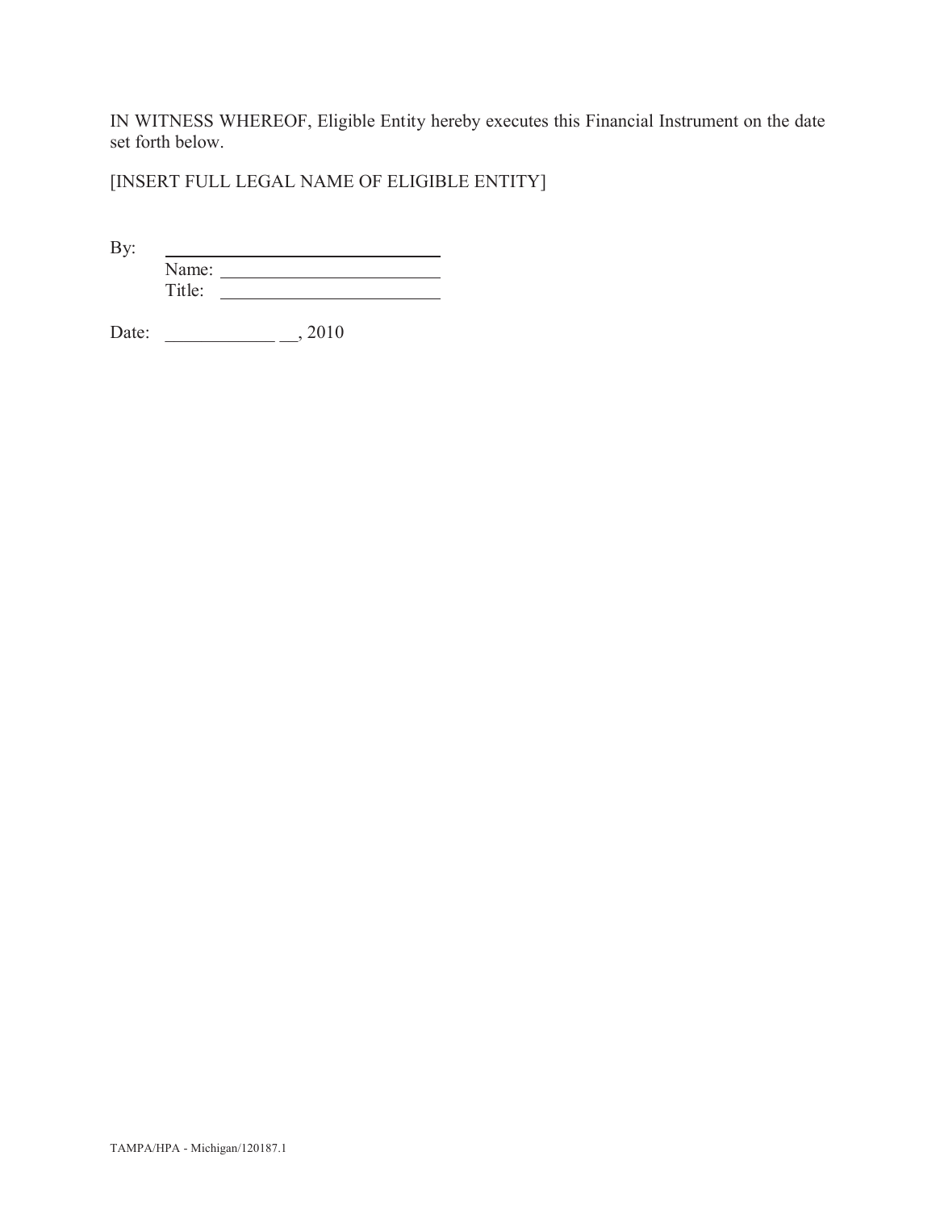IN WITNESS WHEREOF, Eligible Entity hereby executes this Financial Instrument on the date set forth below.

[INSERT FULL LEGAL NAME OF ELIGIBLE ENTITY]

By: \_\_\_\_\_\_\_\_\_\_\_\_\_\_\_\_\_\_\_\_\_\_\_\_\_\_\_\_\_\_

Name: \_\_\_\_\_\_\_\_\_\_\_\_\_\_\_\_\_\_\_\_\_\_\_\_

Title: \_\_\_\_\_\_\_\_\_\_\_\_\_\_\_\_\_\_\_\_\_\_\_\_

Date: \_\_\_\_\_\_\_\_\_\_\_\_ \_\_, 2010

TAMPA/HPA - Michigan/120187.1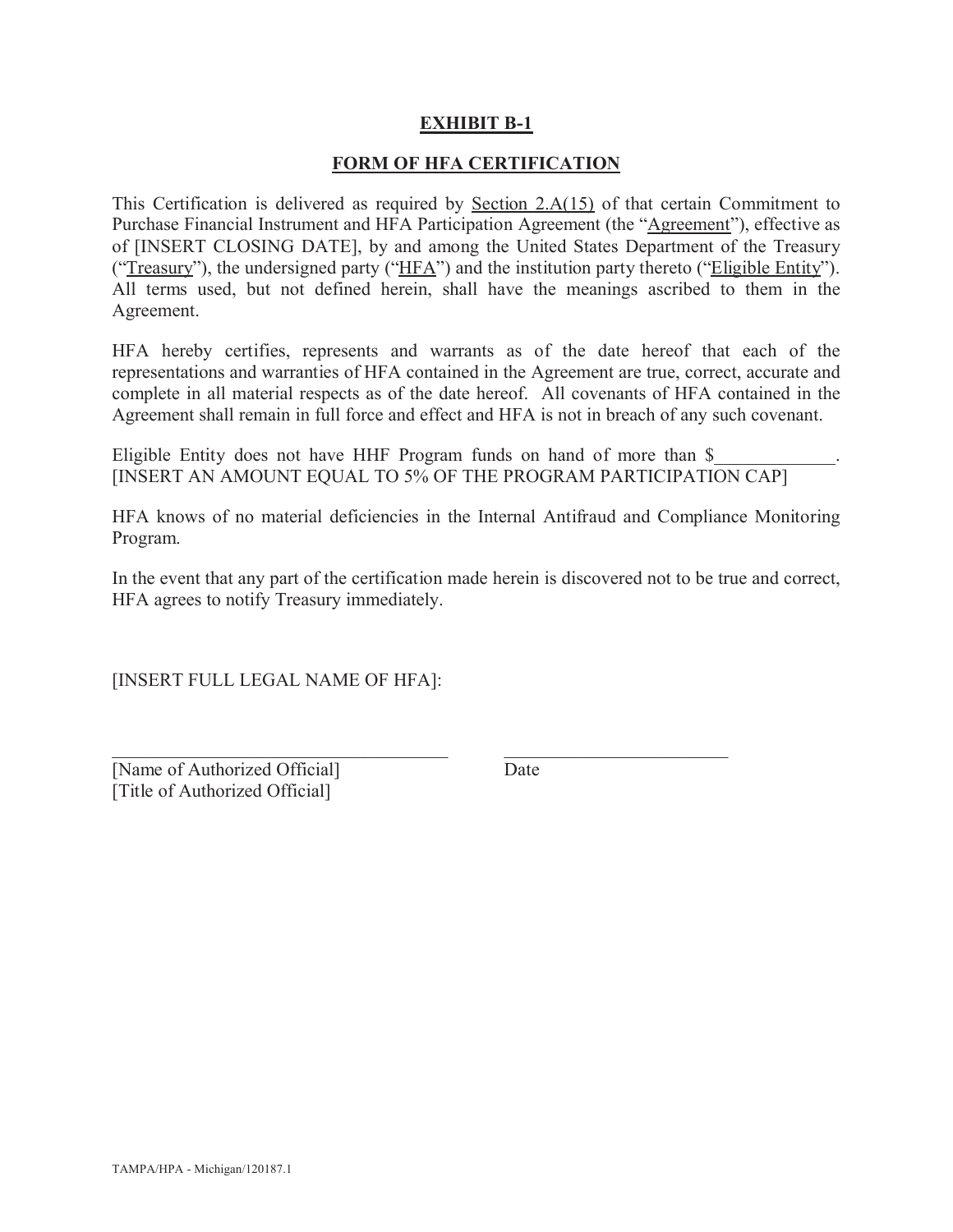# EXHIBIT B-1

## FORM OF HFA CERTIFICATION

This Certification is delivered as required by Section 2.A(15) of that certain Commitment to Purchase Financial Instrument and HFA Participation Agreement (the "Agreement"), effective as of [INSERT CLOSING DATE], by and among the United States Department of the Treasury ("Treasury"), the undersigned party ("HFA") and the institution party thereto ("Eligible Entity"). All terms used, but not defined herein, shall have the meanings ascribed to them in the Agreement.

HFA hereby certifies, represents and warrants as of the date hereof that each of the representations and warranties of HFA contained in the Agreement are true, correct, accurate and complete in all material respects as of the date hereof. All covenants of HFA contained in the Agreement shall remain in full force and effect and HFA is not in breach of any such covenant.

Eligible Entity does not have HHF Program funds on hand of more than $____________. [INSERT AN AMOUNT EQUAL TO 5% OF THE PROGRAM PARTICIPATION CAP]

HFA knows of no material deficiencies in the Internal Antifraud and Compliance Monitoring Program.

In the event that any part of the certification made herein is discovered not to be true and correct, HFA agrees to notify Treasury immediately.

[INSERT FULL LEGAL NAME OF HFA]:

___________________________________ &nbsp;&nbsp;&nbsp;&nbsp;&nbsp; ________________________

[Name of Authorized Official] &nbsp;&nbsp;&nbsp;&nbsp;&nbsp; Date

[Title of Authorized Official]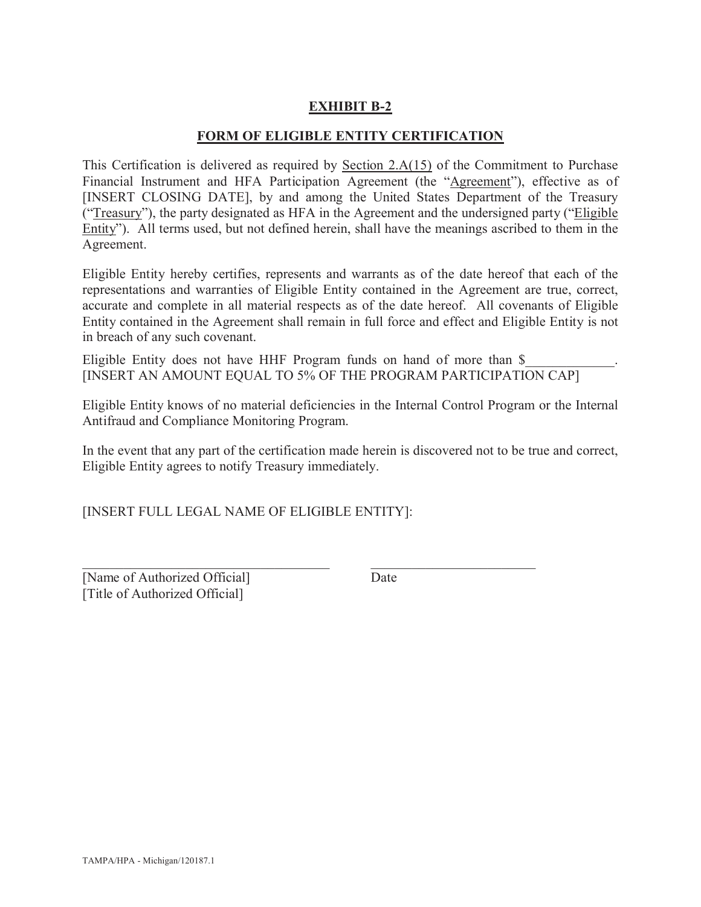**EXHIBIT B-2**

**FORM OF ELIGIBLE ENTITY CERTIFICATION**

This Certification is delivered as required by Section 2.A(15) of the Commitment to Purchase Financial Instrument and HFA Participation Agreement (the "Agreement"), effective as of [INSERT CLOSING DATE], by and among the United States Department of the Treasury ("Treasury"), the party designated as HFA in the Agreement and the undersigned party ("Eligible Entity"). All terms used, but not defined herein, shall have the meanings ascribed to them in the Agreement.

Eligible Entity hereby certifies, represents and warrants as of the date hereof that each of the representations and warranties of Eligible Entity contained in the Agreement are true, correct, accurate and complete in all material respects as of the date hereof. All covenants of Eligible Entity contained in the Agreement shall remain in full force and effect and Eligible Entity is not in breach of any such covenant.

Eligible Entity does not have HHF Program funds on hand of more than $____________. [INSERT AN AMOUNT EQUAL TO 5% OF THE PROGRAM PARTICIPATION CAP]

Eligible Entity knows of no material deficiencies in the Internal Control Program or the Internal Antifraud and Compliance Monitoring Program.

In the event that any part of the certification made herein is discovered not to be true and correct, Eligible Entity agrees to notify Treasury immediately.

[INSERT FULL LEGAL NAME OF ELIGIBLE ENTITY]:

\_\_\_\_\_\_\_\_\_\_\_\_\_\_\_\_\_\_\_\_\_\_\_\_\_\_\_\_\_\_\_\_\_\_\_\_ \_\_\_\_\_\_\_\_\_\_\_\_\_\_\_\_\_\_\_\_\_\_\_\_
[Name of Authorized Official] Date
[Title of Authorized Official]

TAMPA/HPA - Michigan/120187.1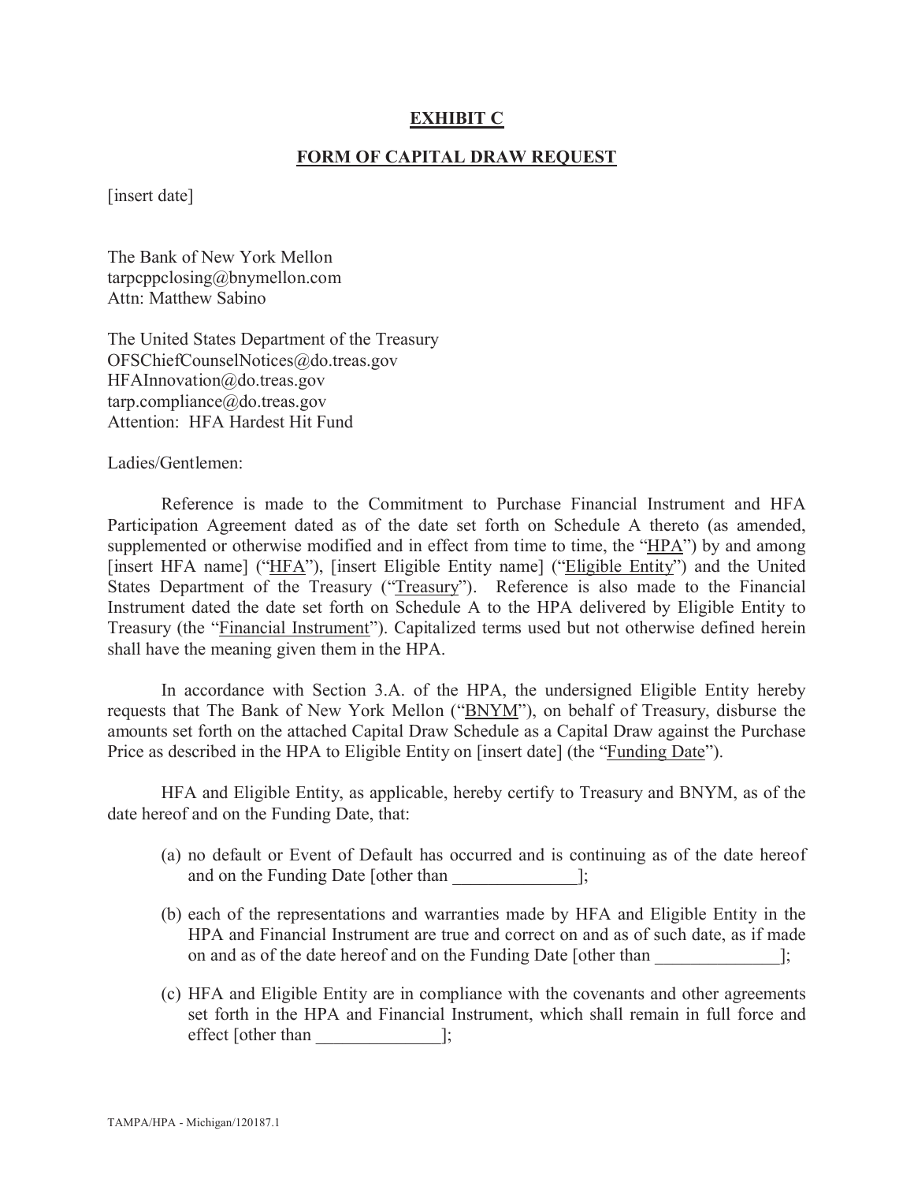**EXHIBIT C**

**FORM OF CAPITAL DRAW REQUEST**

[insert date]

The Bank of New York Mellon
tarpcppclosing@bnymellon.com
Attn: Matthew Sabino

The United States Department of the Treasury
OFSChiefCounselNotices@do.treas.gov
HFAInnovation@do.treas.gov
tarp.compliance@do.treas.gov
Attention: HFA Hardest Hit Fund

Ladies/Gentlemen:

Reference is made to the Commitment to Purchase Financial Instrument and HFA Participation Agreement dated as of the date set forth on Schedule A thereto (as amended, supplemented or otherwise modified and in effect from time to time, the "HPA") by and among [insert HFA name] ("HFA"), [insert Eligible Entity name] ("Eligible Entity") and the United States Department of the Treasury ("Treasury"). Reference is also made to the Financial Instrument dated the date set forth on Schedule A to the HPA delivered by Eligible Entity to Treasury (the "Financial Instrument"). Capitalized terms used but not otherwise defined herein shall have the meaning given them in the HPA.

In accordance with Section 3.A. of the HPA, the undersigned Eligible Entity hereby requests that The Bank of New York Mellon ("BNYM"), on behalf of Treasury, disburse the amounts set forth on the attached Capital Draw Schedule as a Capital Draw against the Purchase Price as described in the HPA to Eligible Entity on [insert date] (the "Funding Date").

HFA and Eligible Entity, as applicable, hereby certify to Treasury and BNYM, as of the date hereof and on the Funding Date, that:

(a) no default or Event of Default has occurred and is continuing as of the date hereof and on the Funding Date [other than ______________];

(b) each of the representations and warranties made by HFA and Eligible Entity in the HPA and Financial Instrument are true and correct on and as of such date, as if made on and as of the date hereof and on the Funding Date [other than ______________];

(c) HFA and Eligible Entity are in compliance with the covenants and other agreements set forth in the HPA and Financial Instrument, which shall remain in full force and effect [other than ______________];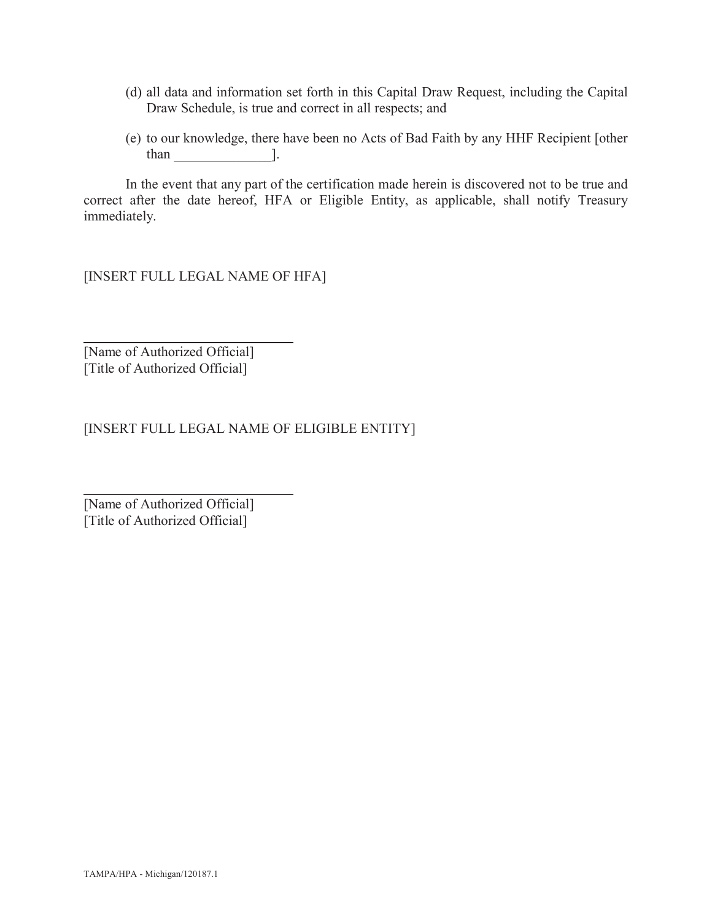(d) all data and information set forth in this Capital Draw Request, including the Capital Draw Schedule, is true and correct in all respects; and

(e) to our knowledge, there have been no Acts of Bad Faith by any HHF Recipient [other than ______________].

In the event that any part of the certification made herein is discovered not to be true and correct after the date hereof, HFA or Eligible Entity, as applicable, shall notify Treasury immediately.

[INSERT FULL LEGAL NAME OF HFA]

______________________________
[Name of Authorized Official]
[Title of Authorized Official]

[INSERT FULL LEGAL NAME OF ELIGIBLE ENTITY]

______________________________
[Name of Authorized Official]
[Title of Authorized Official]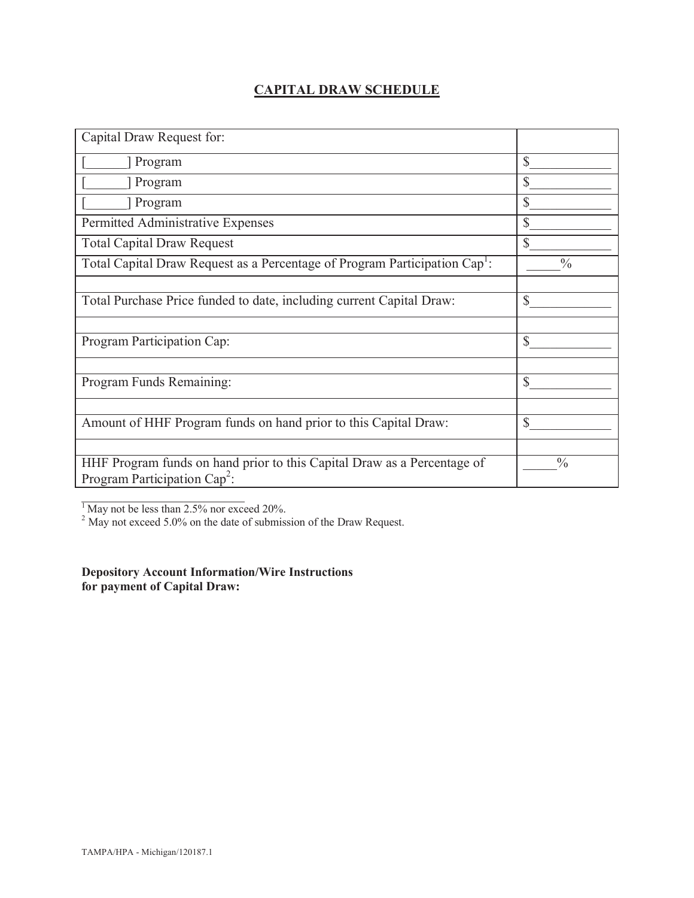# CAPITAL DRAW SCHEDULE

| Capital Draw Request for: | |
|---|---|
| [______] Program | $____________ |
| [______] Program | $____________ |
| [______] Program | $____________ |
| Permitted Administrative Expenses | $____________ |
| Total Capital Draw Request | $____________ |
| Total Capital Draw Request as a Percentage of Program Participation Cap[1]: | _____% |
| | |
| Total Purchase Price funded to date, including current Capital Draw: | $____________ |
| | |
| Program Participation Cap: | $____________ |
| | |
| Program Funds Remaining: | $____________ |
| | |
| Amount of HHF Program funds on hand prior to this Capital Draw: | $____________ |
| | |
| HHF Program funds on hand prior to this Capital Draw as a Percentage of Program Participation Cap[2]: | _____% |

[1] May not be less than 2.5% nor exceed 20%.
[2] May not exceed 5.0% on the date of submission of the Draw Request.

**Depository Account Information/Wire Instructions for payment of Capital Draw:**

TAMPA/HPA - Michigan/120187.1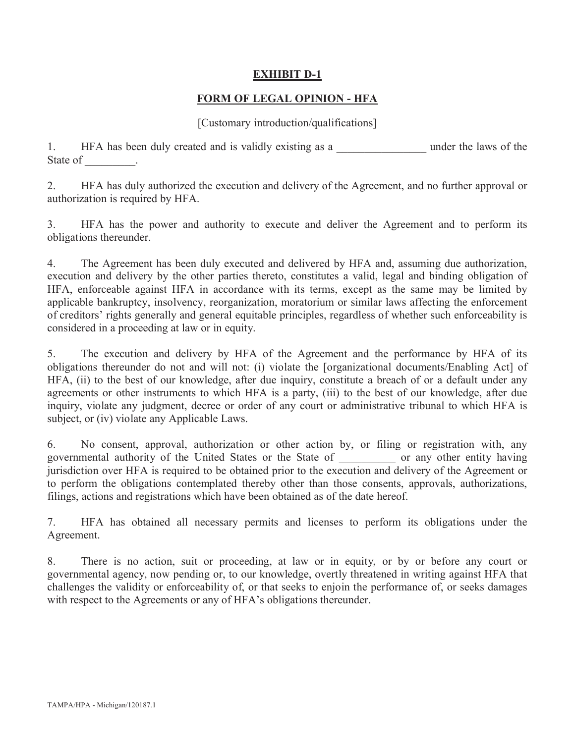**EXHIBIT D-1**

**FORM OF LEGAL OPINION - HFA**

[Customary introduction/qualifications]

1. HFA has been duly created and is validly existing as a ________________ under the laws of the State of _________.

2. HFA has duly authorized the execution and delivery of the Agreement, and no further approval or authorization is required by HFA.

3. HFA has the power and authority to execute and deliver the Agreement and to perform its obligations thereunder.

4. The Agreement has been duly executed and delivered by HFA and, assuming due authorization, execution and delivery by the other parties thereto, constitutes a valid, legal and binding obligation of HFA, enforceable against HFA in accordance with its terms, except as the same may be limited by applicable bankruptcy, insolvency, reorganization, moratorium or similar laws affecting the enforcement of creditors' rights generally and general equitable principles, regardless of whether such enforceability is considered in a proceeding at law or in equity.

5. The execution and delivery by HFA of the Agreement and the performance by HFA of its obligations thereunder do not and will not: (i) violate the [organizational documents/Enabling Act] of HFA, (ii) to the best of our knowledge, after due inquiry, constitute a breach of or a default under any agreements or other instruments to which HFA is a party, (iii) to the best of our knowledge, after due inquiry, violate any judgment, decree or order of any court or administrative tribunal to which HFA is subject, or (iv) violate any Applicable Laws.

6. No consent, approval, authorization or other action by, or filing or registration with, any governmental authority of the United States or the State of __________ or any other entity having jurisdiction over HFA is required to be obtained prior to the execution and delivery of the Agreement or to perform the obligations contemplated thereby other than those consents, approvals, authorizations, filings, actions and registrations which have been obtained as of the date hereof.

7. HFA has obtained all necessary permits and licenses to perform its obligations under the Agreement.

8. There is no action, suit or proceeding, at law or in equity, or by or before any court or governmental agency, now pending or, to our knowledge, overtly threatened in writing against HFA that challenges the validity or enforceability of, or that seeks to enjoin the performance of, or seeks damages with respect to the Agreements or any of HFA's obligations thereunder.

TAMPA/HPA - Michigan/120187.1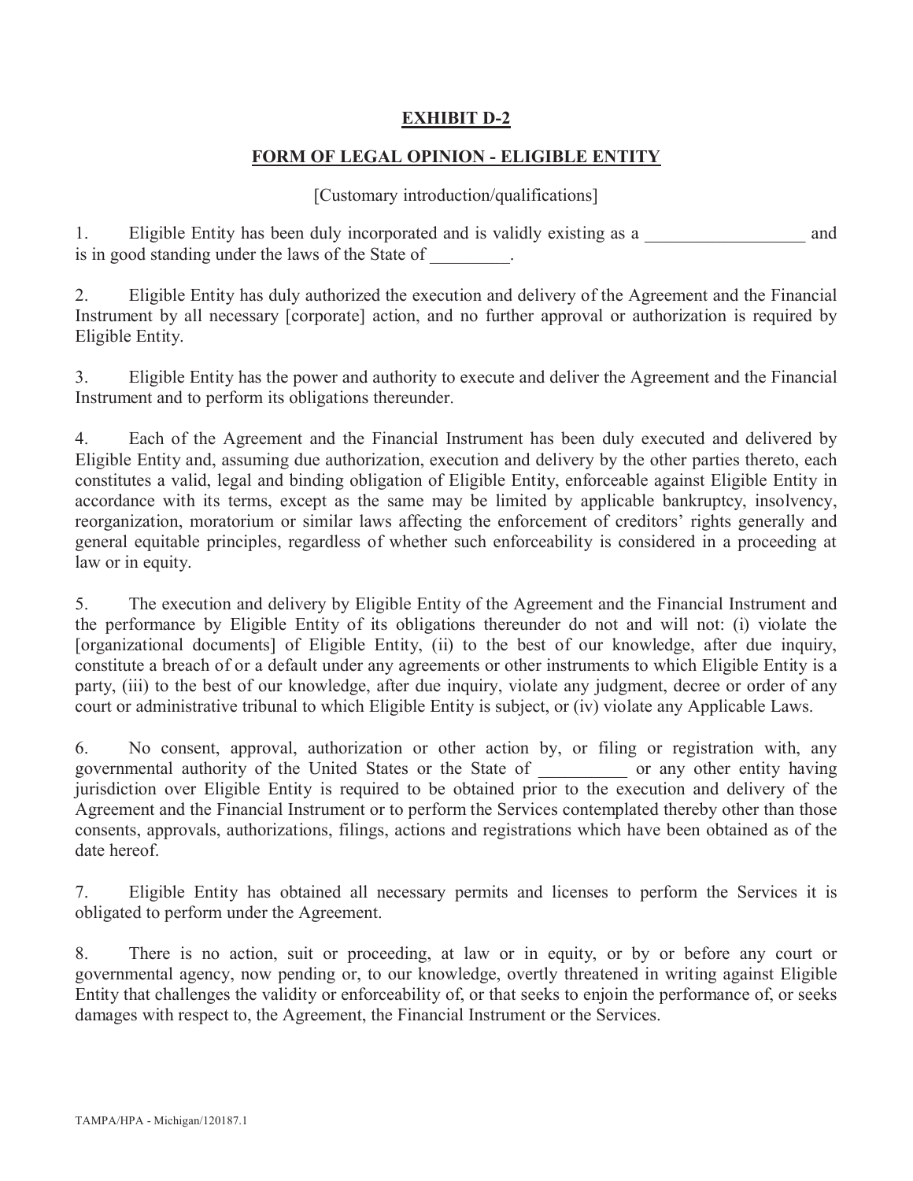# EXHIBIT D-2

## FORM OF LEGAL OPINION - ELIGIBLE ENTITY

[Customary introduction/qualifications]

1. Eligible Entity has been duly incorporated and is validly existing as a __________________ and is in good standing under the laws of the State of _________.

2. Eligible Entity has duly authorized the execution and delivery of the Agreement and the Financial Instrument by all necessary [corporate] action, and no further approval or authorization is required by Eligible Entity.

3. Eligible Entity has the power and authority to execute and deliver the Agreement and the Financial Instrument and to perform its obligations thereunder.

4. Each of the Agreement and the Financial Instrument has been duly executed and delivered by Eligible Entity and, assuming due authorization, execution and delivery by the other parties thereto, each constitutes a valid, legal and binding obligation of Eligible Entity, enforceable against Eligible Entity in accordance with its terms, except as the same may be limited by applicable bankruptcy, insolvency, reorganization, moratorium or similar laws affecting the enforcement of creditors' rights generally and general equitable principles, regardless of whether such enforceability is considered in a proceeding at law or in equity.

5. The execution and delivery by Eligible Entity of the Agreement and the Financial Instrument and the performance by Eligible Entity of its obligations thereunder do not and will not: (i) violate the [organizational documents] of Eligible Entity, (ii) to the best of our knowledge, after due inquiry, constitute a breach of or a default under any agreements or other instruments to which Eligible Entity is a party, (iii) to the best of our knowledge, after due inquiry, violate any judgment, decree or order of any court or administrative tribunal to which Eligible Entity is subject, or (iv) violate any Applicable Laws.

6. No consent, approval, authorization or other action by, or filing or registration with, any governmental authority of the United States or the State of __________ or any other entity having jurisdiction over Eligible Entity is required to be obtained prior to the execution and delivery of the Agreement and the Financial Instrument or to perform the Services contemplated thereby other than those consents, approvals, authorizations, filings, actions and registrations which have been obtained as of the date hereof.

7. Eligible Entity has obtained all necessary permits and licenses to perform the Services it is obligated to perform under the Agreement.

8. There is no action, suit or proceeding, at law or in equity, or by or before any court or governmental agency, now pending or, to our knowledge, overtly threatened in writing against Eligible Entity that challenges the validity or enforceability of, or that seeks to enjoin the performance of, or seeks damages with respect to, the Agreement, the Financial Instrument or the Services.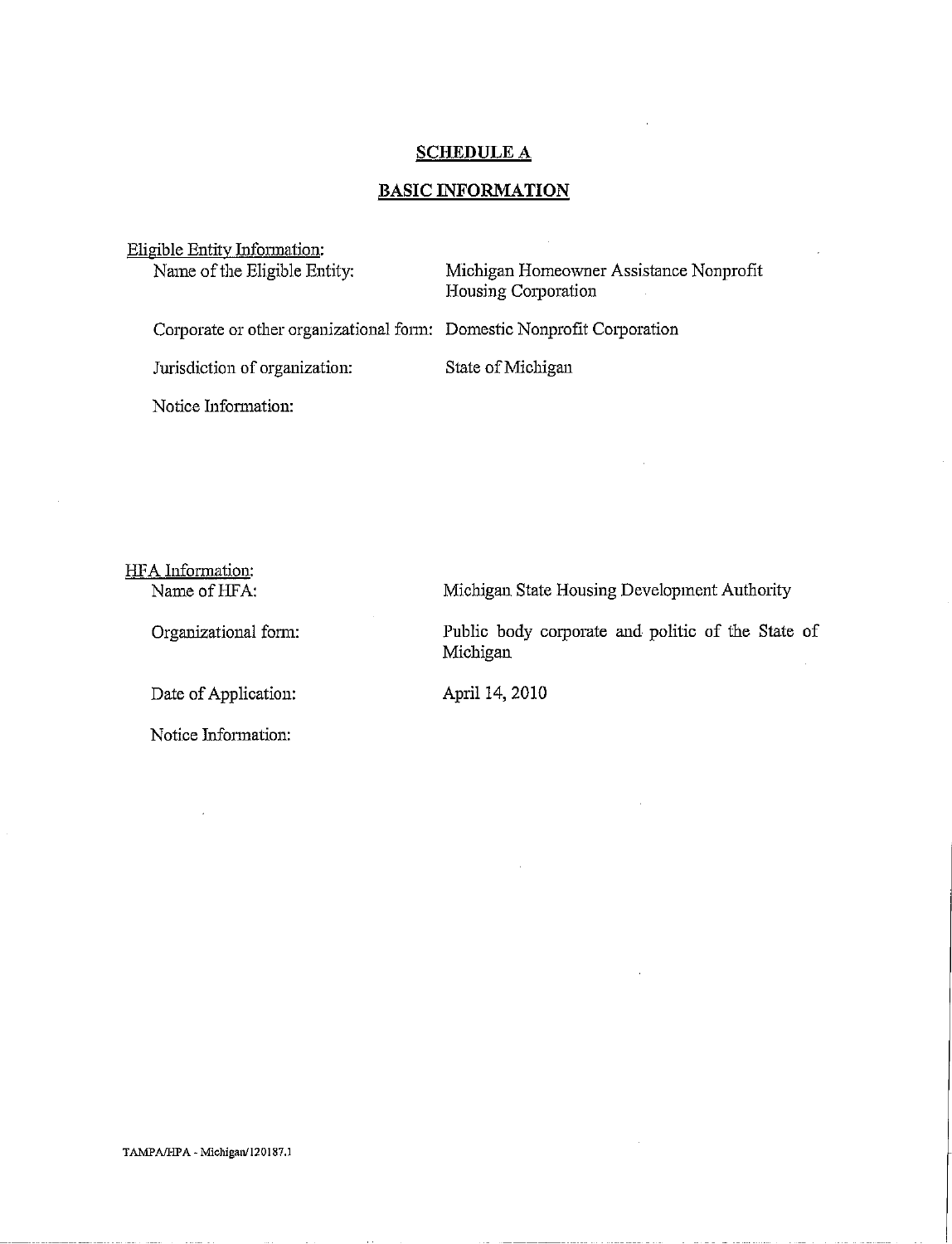# SCHEDULE A

## BASIC INFORMATION

Eligible Entity Information:

| | |
|---|---|
| Name of the Eligible Entity: | Michigan Homeowner Assistance Nonprofit Housing Corporation |
| Corporate or other organizational form: | Domestic Nonprofit Corporation |
| Jurisdiction of organization: | State of Michigan |
| Notice Information: | |

HFA Information:

| | |
|---|---|
| Name of HFA: | Michigan State Housing Development Authority |
| Organizational form: | Public body corporate and politic of the State of Michigan |
| Date of Application: | April 14, 2010 |
| Notice Information: | |

TAMPA/HPA - Michigan/120187.1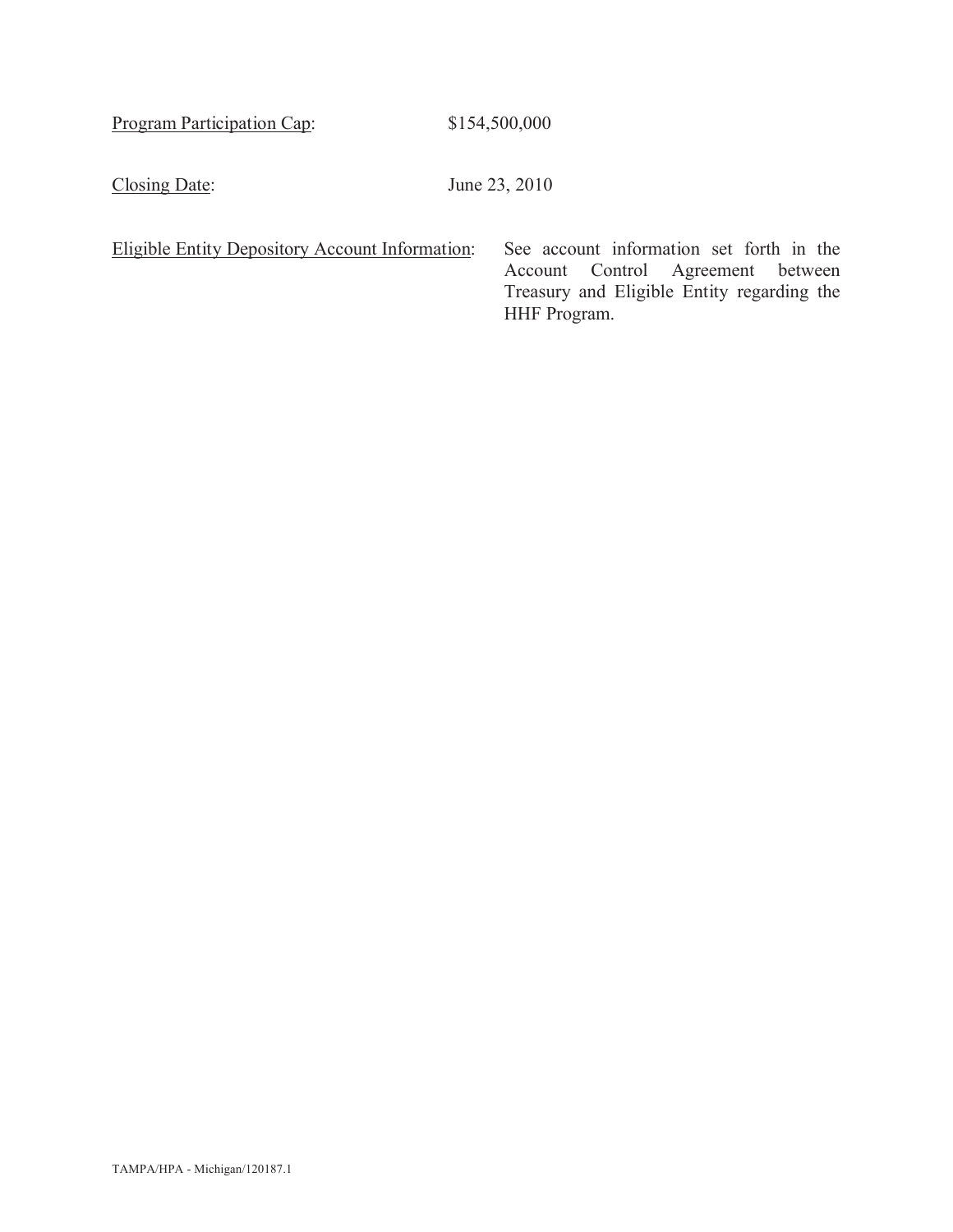<u>Program Participation Cap</u>: $154,500,000

<u>Closing Date</u>: June 23, 2010

<u>Eligible Entity Depository Account Information</u>: See account information set forth in the Account Control Agreement between Treasury and Eligible Entity regarding the HHF Program.

TAMPA/HPA - Michigan/120187.1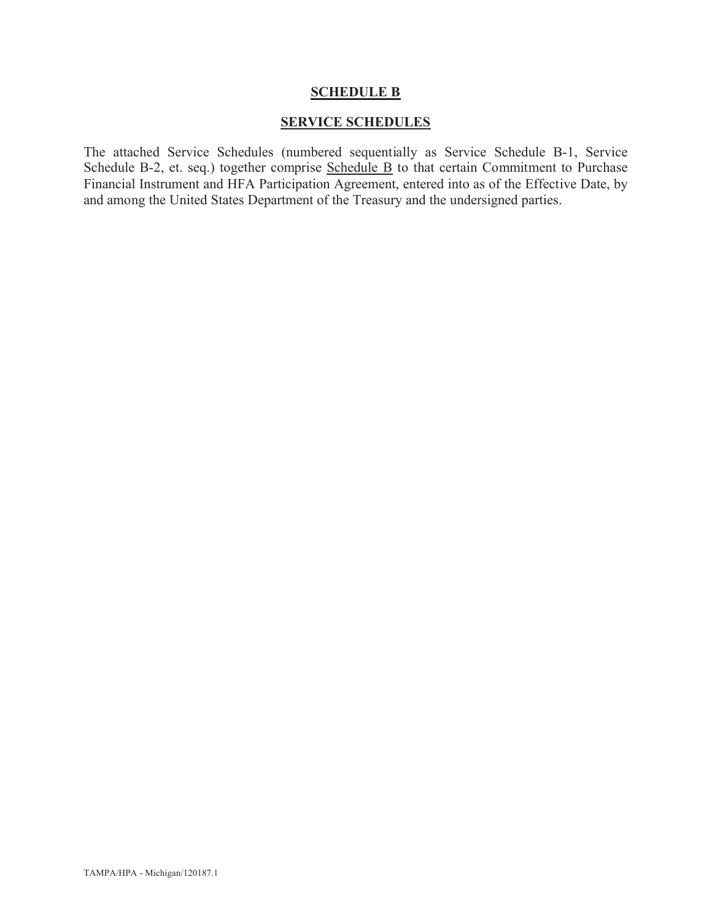## **SCHEDULE B**

## **SERVICE SCHEDULES**

The attached Service Schedules (numbered sequentially as Service Schedule B-1, Service Schedule B-2, et. seq.) together comprise Schedule B to that certain Commitment to Purchase Financial Instrument and HFA Participation Agreement, entered into as of the Effective Date, by and among the United States Department of the Treasury and the undersigned parties.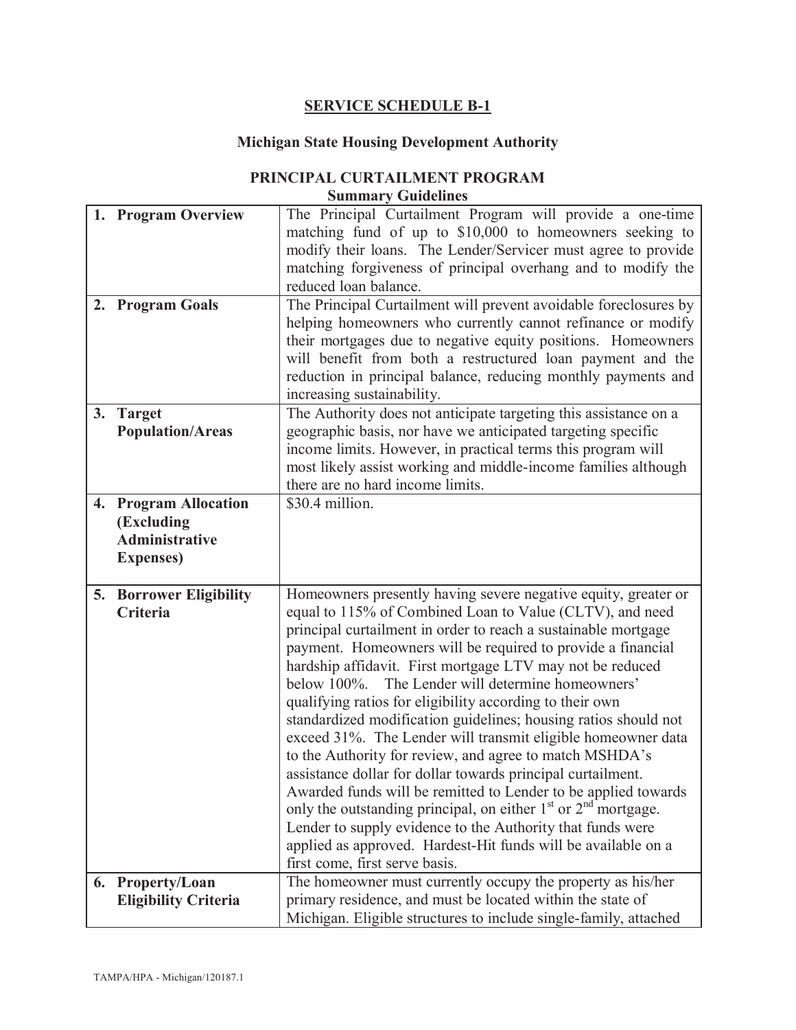## SERVICE SCHEDULE B-1

### Michigan State Housing Development Authority

### PRINCIPAL CURTAILMENT PROGRAM
**Summary Guidelines**

| | |
|---|---|
| **1. Program Overview** | The Principal Curtailment Program will provide a one-time matching fund of up to $10,000 to homeowners seeking to modify their loans. The Lender/Servicer must agree to provide matching forgiveness of principal overhang and to modify the reduced loan balance. |
| **2. Program Goals** | The Principal Curtailment will prevent avoidable foreclosures by helping homeowners who currently cannot refinance or modify their mortgages due to negative equity positions. Homeowners will benefit from both a restructured loan payment and the reduction in principal balance, reducing monthly payments and increasing sustainability. |
| **3. Target Population/Areas** | The Authority does not anticipate targeting this assistance on a geographic basis, nor have we anticipated targeting specific income limits. However, in practical terms this program will most likely assist working and middle-income families although there are no hard income limits. |
| **4. Program Allocation (Excluding Administrative Expenses)** | $30.4 million. |
| **5. Borrower Eligibility Criteria** | Homeowners presently having severe negative equity, greater or equal to 115% of Combined Loan to Value (CLTV), and need principal curtailment in order to reach a sustainable mortgage payment. Homeowners will be required to provide a financial hardship affidavit. First mortgage LTV may not be reduced below 100%. The Lender will determine homeowners' qualifying ratios for eligibility according to their own standardized modification guidelines; housing ratios should not exceed 31%. The Lender will transmit eligible homeowner data to the Authority for review, and agree to match MSHDA's assistance dollar for dollar towards principal curtailment. Awarded funds will be remitted to Lender to be applied towards only the outstanding principal, on either 1st or 2nd mortgage. Lender to supply evidence to the Authority that funds were applied as approved. Hardest-Hit funds will be available on a first come, first serve basis. |
| **6. Property/Loan Eligibility Criteria** | The homeowner must currently occupy the property as his/her primary residence, and must be located within the state of Michigan. Eligible structures to include single-family, attached |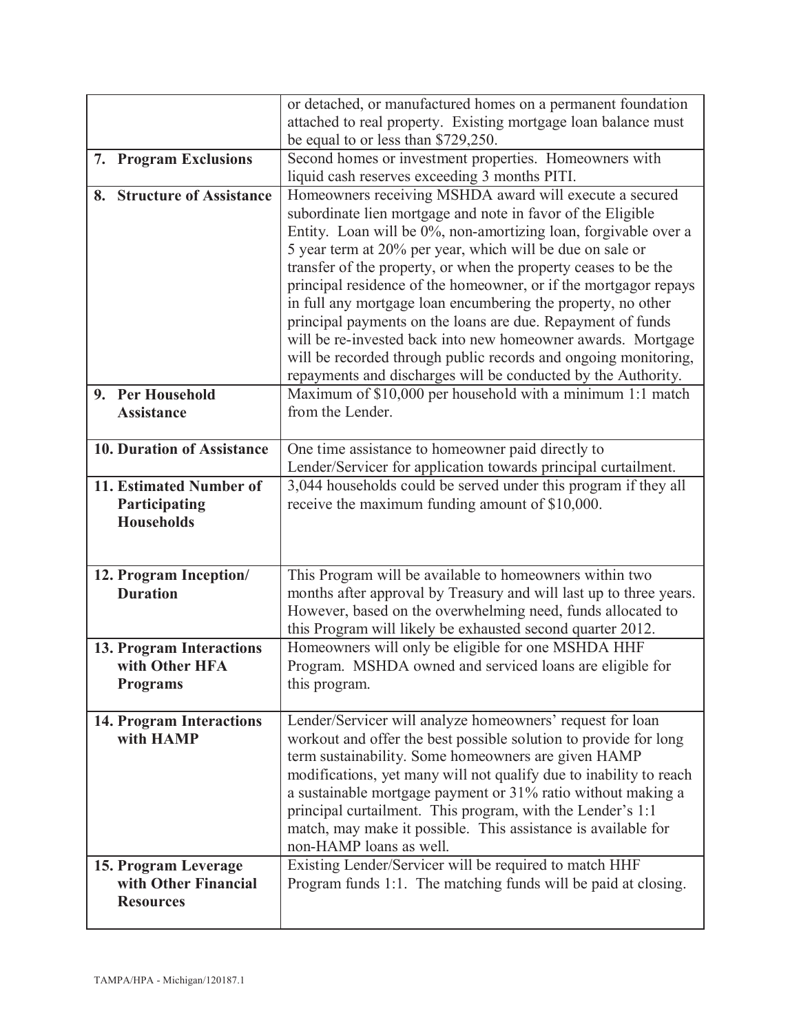| | |
|---|---|
| | or detached, or manufactured homes on a permanent foundation attached to real property. Existing mortgage loan balance must be equal to or less than $729,250. |
| **7. Program Exclusions** | Second homes or investment properties. Homeowners with liquid cash reserves exceeding 3 months PITI. |
| **8. Structure of Assistance** | Homeowners receiving MSHDA award will execute a secured subordinate lien mortgage and note in favor of the Eligible Entity. Loan will be 0%, non-amortizing loan, forgivable over a 5 year term at 20% per year, which will be due on sale or transfer of the property, or when the property ceases to be the principal residence of the homeowner, or if the mortgagor repays in full any mortgage loan encumbering the property, no other principal payments on the loans are due. Repayment of funds will be re-invested back into new homeowner awards. Mortgage will be recorded through public records and ongoing monitoring, repayments and discharges will be conducted by the Authority. |
| **9. Per Household Assistance** | Maximum of $10,000 per household with a minimum 1:1 match from the Lender. |
| **10. Duration of Assistance** | One time assistance to homeowner paid directly to Lender/Servicer for application towards principal curtailment. |
| **11. Estimated Number of Participating Households** | 3,044 households could be served under this program if they all receive the maximum funding amount of $10,000. |
| **12. Program Inception/ Duration** | This Program will be available to homeowners within two months after approval by Treasury and will last up to three years. However, based on the overwhelming need, funds allocated to this Program will likely be exhausted second quarter 2012. |
| **13. Program Interactions with Other HFA Programs** | Homeowners will only be eligible for one MSHDA HHF Program. MSHDA owned and serviced loans are eligible for this program. |
| **14. Program Interactions with HAMP** | Lender/Servicer will analyze homeowners' request for loan workout and offer the best possible solution to provide for long term sustainability. Some homeowners are given HAMP modifications, yet many will not qualify due to inability to reach a sustainable mortgage payment or 31% ratio without making a principal curtailment. This program, with the Lender's 1:1 match, may make it possible. This assistance is available for non-HAMP loans as well. |
| **15. Program Leverage with Other Financial Resources** | Existing Lender/Servicer will be required to match HHF Program funds 1:1. The matching funds will be paid at closing. |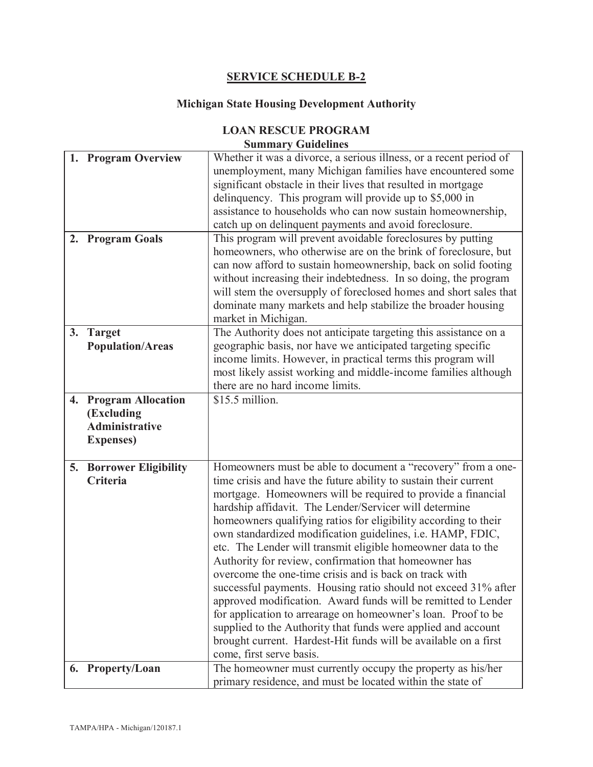# SERVICE SCHEDULE B-2

## Michigan State Housing Development Authority

### LOAN RESCUE PROGRAM
**Summary Guidelines**

| | |
|---|---|
| **1. Program Overview** | Whether it was a divorce, a serious illness, or a recent period of unemployment, many Michigan families have encountered some significant obstacle in their lives that resulted in mortgage delinquency. This program will provide up to $5,000 in assistance to households who can now sustain homeownership, catch up on delinquent payments and avoid foreclosure. |
| **2. Program Goals** | This program will prevent avoidable foreclosures by putting homeowners, who otherwise are on the brink of foreclosure, but can now afford to sustain homeownership, back on solid footing without increasing their indebtedness. In so doing, the program will stem the oversupply of foreclosed homes and short sales that dominate many markets and help stabilize the broader housing market in Michigan. |
| **3. Target Population/Areas** | The Authority does not anticipate targeting this assistance on a geographic basis, nor have we anticipated targeting specific income limits. However, in practical terms this program will most likely assist working and middle-income families although there are no hard income limits. |
| **4. Program Allocation (Excluding Administrative Expenses)** | $15.5 million. |
| **5. Borrower Eligibility Criteria** | Homeowners must be able to document a "recovery" from a one-time crisis and have the future ability to sustain their current mortgage. Homeowners will be required to provide a financial hardship affidavit. The Lender/Servicer will determine homeowners qualifying ratios for eligibility according to their own standardized modification guidelines, i.e. HAMP, FDIC, etc. The Lender will transmit eligible homeowner data to the Authority for review, confirmation that homeowner has overcome the one-time crisis and is back on track with successful payments. Housing ratio should not exceed 31% after approved modification. Award funds will be remitted to Lender for application to arrearage on homeowner's loan. Proof to be supplied to the Authority that funds were applied and account brought current. Hardest-Hit funds will be available on a first come, first serve basis. |
| **6. Property/Loan** | The homeowner must currently occupy the property as his/her primary residence, and must be located within the state of |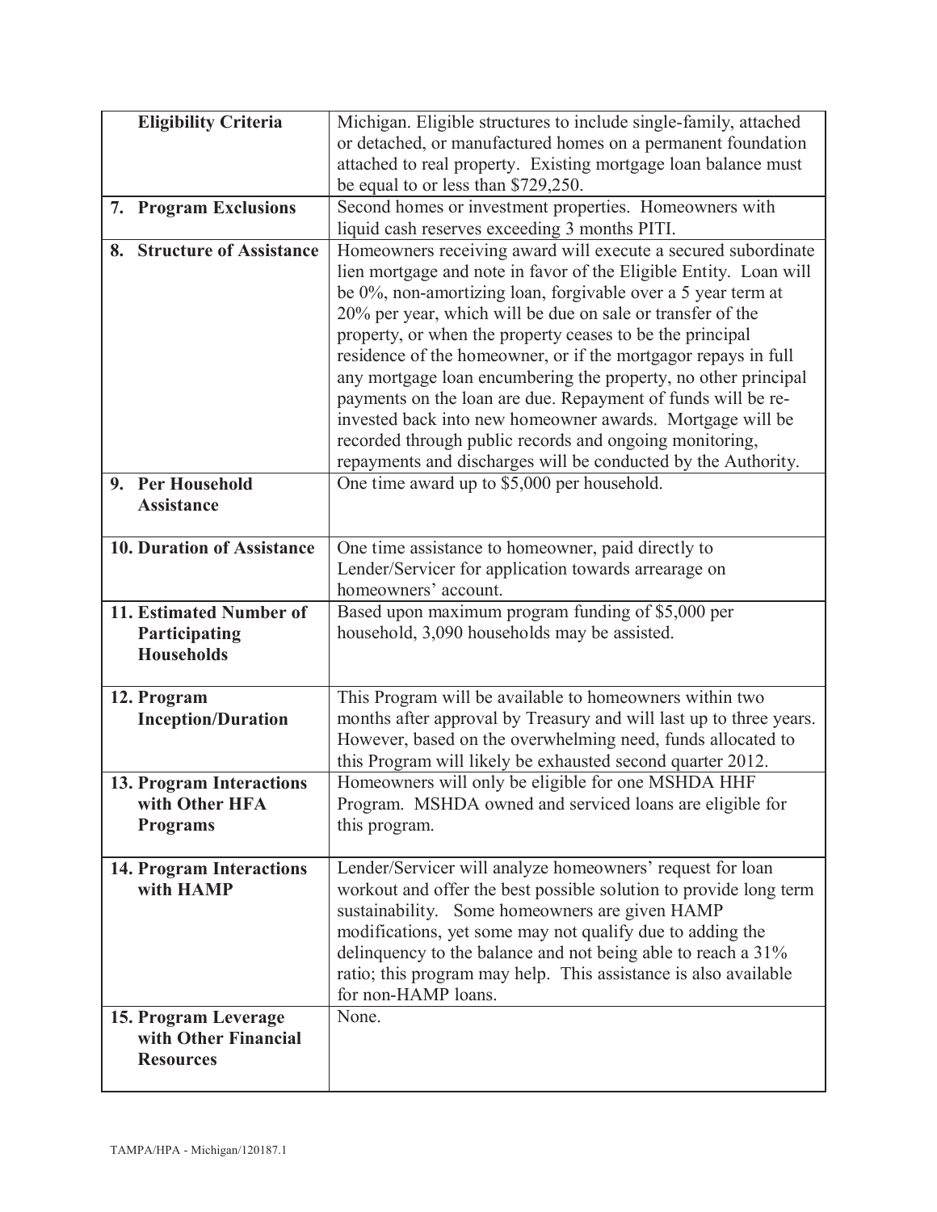| Eligibility Criteria | Michigan. Eligible structures to include single-family, attached or detached, or manufactured homes on a permanent foundation attached to real property. Existing mortgage loan balance must be equal to or less than $729,250. |
|---|---|
| **7. Program Exclusions** | Second homes or investment properties. Homeowners with liquid cash reserves exceeding 3 months PITI. |
| **8. Structure of Assistance** | Homeowners receiving award will execute a secured subordinate lien mortgage and note in favor of the Eligible Entity. Loan will be 0%, non-amortizing loan, forgivable over a 5 year term at 20% per year, which will be due on sale or transfer of the property, or when the property ceases to be the principal residence of the homeowner, or if the mortgagor repays in full any mortgage loan encumbering the property, no other principal payments on the loan are due. Repayment of funds will be re-invested back into new homeowner awards. Mortgage will be recorded through public records and ongoing monitoring, repayments and discharges will be conducted by the Authority. |
| **9. Per Household Assistance** | One time award up to $5,000 per household. |
| **10. Duration of Assistance** | One time assistance to homeowner, paid directly to Lender/Servicer for application towards arrearage on homeowners' account. |
| **11. Estimated Number of Participating Households** | Based upon maximum program funding of $5,000 per household, 3,090 households may be assisted. |
| **12. Program Inception/Duration** | This Program will be available to homeowners within two months after approval by Treasury and will last up to three years. However, based on the overwhelming need, funds allocated to this Program will likely be exhausted second quarter 2012. |
| **13. Program Interactions with Other HFA Programs** | Homeowners will only be eligible for one MSHDA HHF Program. MSHDA owned and serviced loans are eligible for this program. |
| **14. Program Interactions with HAMP** | Lender/Servicer will analyze homeowners' request for loan workout and offer the best possible solution to provide long term sustainability. Some homeowners are given HAMP modifications, yet some may not qualify due to adding the delinquency to the balance and not being able to reach a 31% ratio; this program may help. This assistance is also available for non-HAMP loans. |
| **15. Program Leverage with Other Financial Resources** | None. |

TAMPA/HPA - Michigan/120187.1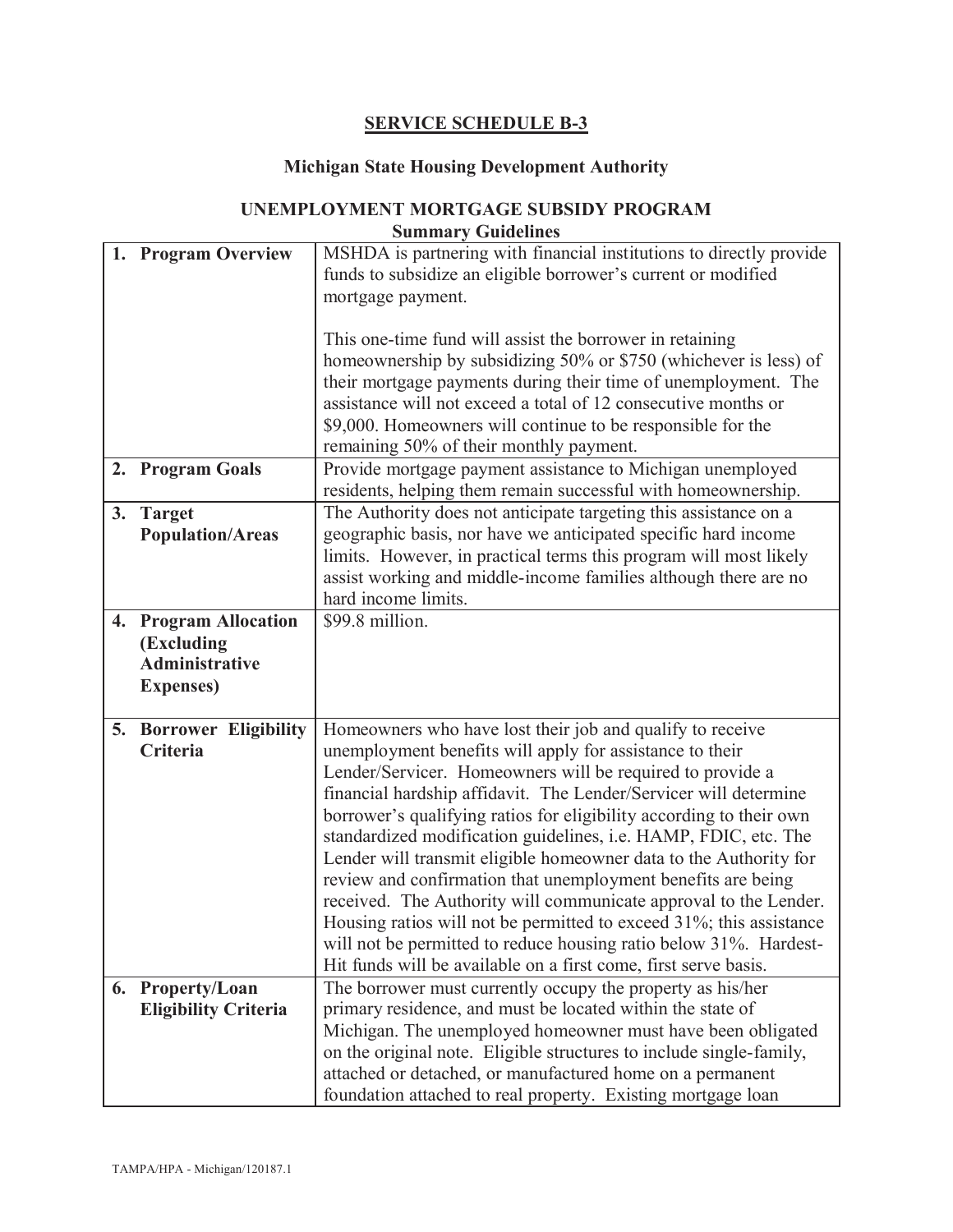## SERVICE SCHEDULE B-3

### Michigan State Housing Development Authority

### UNEMPLOYMENT MORTGAGE SUBSIDY PROGRAM
**Summary Guidelines**

| | |
|---|---|
| **1. Program Overview** | MSHDA is partnering with financial institutions to directly provide funds to subsidize an eligible borrower's current or modified mortgage payment.<br><br>This one-time fund will assist the borrower in retaining homeownership by subsidizing 50% or \$750 (whichever is less) of their mortgage payments during their time of unemployment. The assistance will not exceed a total of 12 consecutive months or \$9,000. Homeowners will continue to be responsible for the remaining 50% of their monthly payment. |
| **2. Program Goals** | Provide mortgage payment assistance to Michigan unemployed residents, helping them remain successful with homeownership. |
| **3. Target Population/Areas** | The Authority does not anticipate targeting this assistance on a geographic basis, nor have we anticipated specific hard income limits. However, in practical terms this program will most likely assist working and middle-income families although there are no hard income limits. |
| **4. Program Allocation (Excluding Administrative Expenses)** | \$99.8 million. |
| **5. Borrower Eligibility Criteria** | Homeowners who have lost their job and qualify to receive unemployment benefits will apply for assistance to their Lender/Servicer. Homeowners will be required to provide a financial hardship affidavit. The Lender/Servicer will determine borrower's qualifying ratios for eligibility according to their own standardized modification guidelines, i.e. HAMP, FDIC, etc. The Lender will transmit eligible homeowner data to the Authority for review and confirmation that unemployment benefits are being received. The Authority will communicate approval to the Lender. Housing ratios will not be permitted to exceed 31%; this assistance will not be permitted to reduce housing ratio below 31%. Hardest-Hit funds will be available on a first come, first serve basis. |
| **6. Property/Loan Eligibility Criteria** | The borrower must currently occupy the property as his/her primary residence, and must be located within the state of Michigan. The unemployed homeowner must have been obligated on the original note. Eligible structures to include single-family, attached or detached, or manufactured home on a permanent foundation attached to real property. Existing mortgage loan |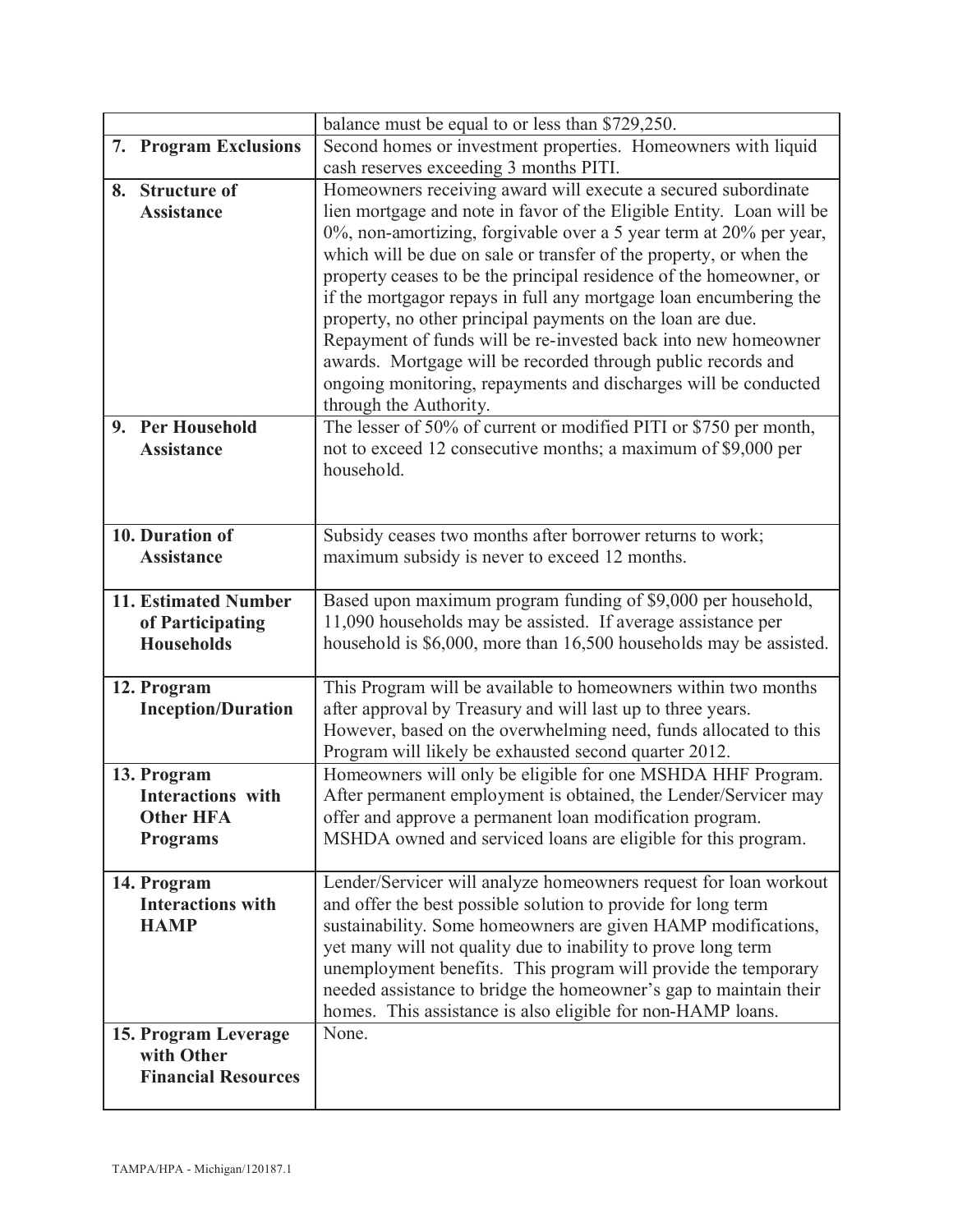| | |
|---|---|
| | balance must be equal to or less than $729,250. |
| **7. Program Exclusions** | Second homes or investment properties. Homeowners with liquid cash reserves exceeding 3 months PITI. |
| **8. Structure of Assistance** | Homeowners receiving award will execute a secured subordinate lien mortgage and note in favor of the Eligible Entity. Loan will be 0%, non-amortizing, forgivable over a 5 year term at 20% per year, which will be due on sale or transfer of the property, or when the property ceases to be the principal residence of the homeowner, or if the mortgagor repays in full any mortgage loan encumbering the property, no other principal payments on the loan are due. Repayment of funds will be re-invested back into new homeowner awards. Mortgage will be recorded through public records and ongoing monitoring, repayments and discharges will be conducted through the Authority. |
| **9. Per Household Assistance** | The lesser of 50% of current or modified PITI or $750 per month, not to exceed 12 consecutive months; a maximum of $9,000 per household. |
| **10. Duration of Assistance** | Subsidy ceases two months after borrower returns to work; maximum subsidy is never to exceed 12 months. |
| **11. Estimated Number of Participating Households** | Based upon maximum program funding of $9,000 per household, 11,090 households may be assisted. If average assistance per household is $6,000, more than 16,500 households may be assisted. |
| **12. Program Inception/Duration** | This Program will be available to homeowners within two months after approval by Treasury and will last up to three years. However, based on the overwhelming need, funds allocated to this Program will likely be exhausted second quarter 2012. |
| **13. Program Interactions with Other HFA Programs** | Homeowners will only be eligible for one MSHDA HHF Program. After permanent employment is obtained, the Lender/Servicer may offer and approve a permanent loan modification program. MSHDA owned and serviced loans are eligible for this program. |
| **14. Program Interactions with HAMP** | Lender/Servicer will analyze homeowners request for loan workout and offer the best possible solution to provide for long term sustainability. Some homeowners are given HAMP modifications, yet many will not quality due to inability to prove long term unemployment benefits. This program will provide the temporary needed assistance to bridge the homeowner's gap to maintain their homes. This assistance is also eligible for non-HAMP loans. |
| **15. Program Leverage with Other Financial Resources** | None. |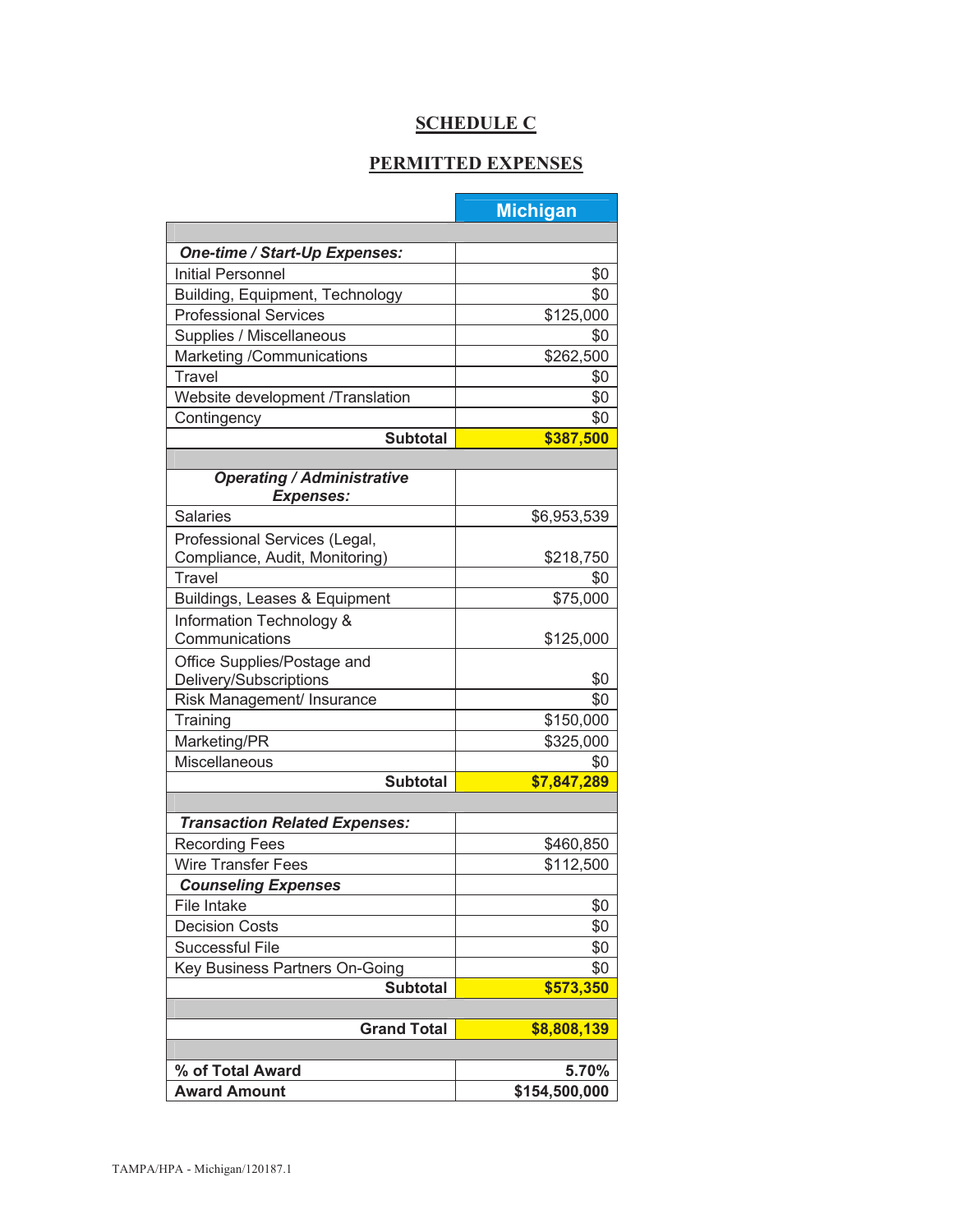# SCHEDULE C

## PERMITTED EXPENSES

| | Michigan |
|---|---|
| | |
| ***One-time / Start-Up Expenses:*** | |
| Initial Personnel | $0 |
| Building, Equipment, Technology | $0 |
| Professional Services | $125,000 |
| Supplies / Miscellaneous | $0 |
| Marketing /Communications | $262,500 |
| Travel | $0 |
| Website development /Translation | $0 |
| Contingency | $0 |
| **Subtotal** | **$387,500** |
| | |
| ***Operating / Administrative Expenses:*** | |
| Salaries | $6,953,539 |
| Professional Services (Legal, Compliance, Audit, Monitoring) | $218,750 |
| Travel | $0 |
| Buildings, Leases & Equipment | $75,000 |
| Information Technology & Communications | $125,000 |
| Office Supplies/Postage and Delivery/Subscriptions | $0 |
| Risk Management/ Insurance | $0 |
| Training | $150,000 |
| Marketing/PR | $325,000 |
| Miscellaneous | $0 |
| **Subtotal** | **$7,847,289** |
| | |
| ***Transaction Related Expenses:*** | |
| Recording Fees | $460,850 |
| Wire Transfer Fees | $112,500 |
| ***Counseling Expenses*** | |
| File Intake | $0 |
| Decision Costs | $0 |
| Successful File | $0 |
| Key Business Partners On-Going | $0 |
| **Subtotal** | **$573,350** |
| | |
| **Grand Total** | **$8,808,139** |
| | |
| **% of Total Award** | **5.70%** |
| **Award Amount** | **$154,500,000** |

TAMPA/HPA - Michigan/120187.1